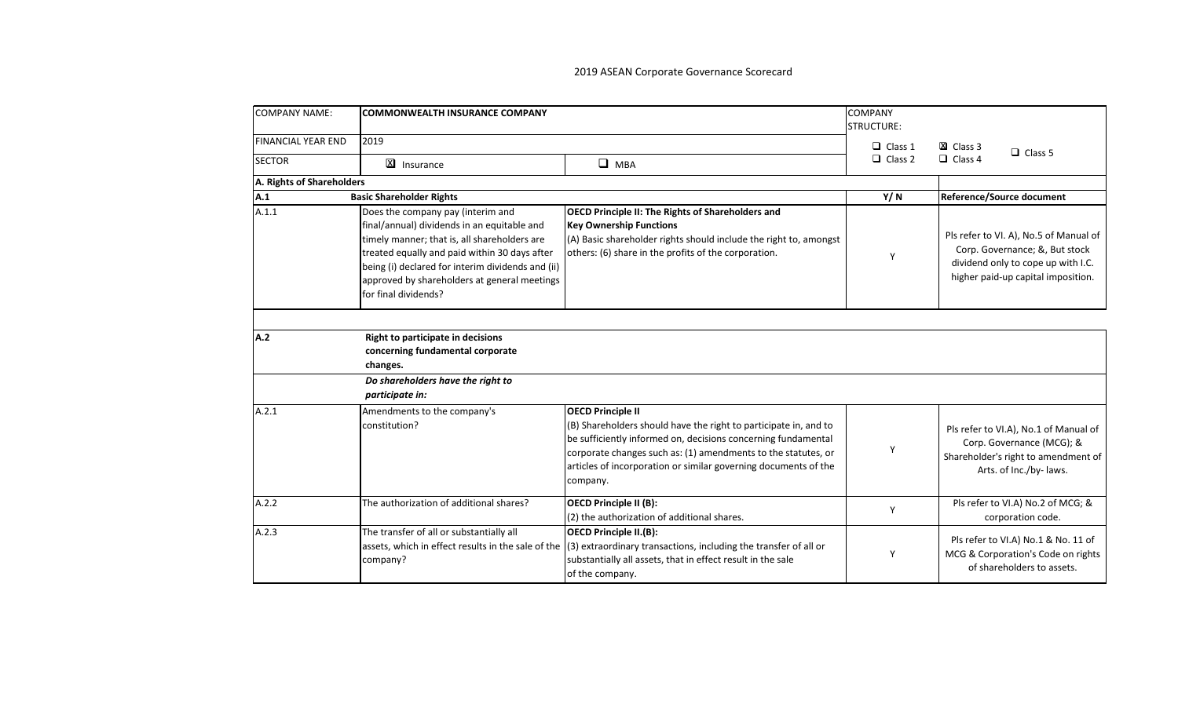# 2019 ASEAN Corporate Governance Scorecard

| COMPANY NAME: | COMMONWEALTH INSURANCE COMPANY | | COMPANY STRUCTURE: |
|---|---|---|---|
| FINANCIAL YEAR END | 2019 | | ☐ Class 1 ☒ Class 3 ☐ Class 5 |
| SECTOR | ☒ Insurance | ☐ MBA | ☐ Class 2 ☐ Class 4 |

| **A. Rights of Shareholders** | | | | |
|---|---|---|---|---|
| **A.1** | **Basic Shareholder Rights** | | **Y/ N** | **Reference/Source document** |
| A.1.1 | Does the company pay (interim and final/annual) dividends in an equitable and timely manner; that is, all shareholders are treated equally and paid within 30 days after being (i) declared for interim dividends and (ii) approved by shareholders at general meetings for final dividends? | **OECD Principle II: The Rights of Shareholders and Key Ownership Functions** (A) Basic shareholder rights should include the right to, amongst others: (6) share in the profits of the corporation. | Y | Pls refer to VI. A), No.5 of Manual of Corp. Governance; &, But stock dividend only to cope up with I.C. higher paid-up capital imposition. |

| **A.2** | **Right to participate in decisions concerning fundamental corporate changes.** | | | |
|---|---|---|---|---|
| | ***Do shareholders have the right to participate in:*** | | | |
| A.2.1 | Amendments to the company's constitution? | **OECD Principle II** (B) Shareholders should have the right to participate in, and to be sufficiently informed on, decisions concerning fundamental corporate changes such as: (1) amendments to the statutes, or articles of incorporation or similar governing documents of the company. | Y | Pls refer to VI.A), No.1 of Manual of Corp. Governance (MCG); & Shareholder's right to amendment of Arts. of Inc./by- laws. |
| A.2.2 | The authorization of additional shares? | **OECD Principle II (B):** (2) the authorization of additional shares. | Y | Pls refer to VI.A) No.2 of MCG; & corporation code. |
| A.2.3 | The transfer of all or substantially all assets, which in effect results in the sale of the company? | **OECD Principle II.(B):** (3) extraordinary transactions, including the transfer of all or substantially all assets, that in effect result in the sale of the company. | Y | Pls refer to VI.A) No.1 & No. 11 of MCG & Corporation's Code on rights of shareholders to assets. |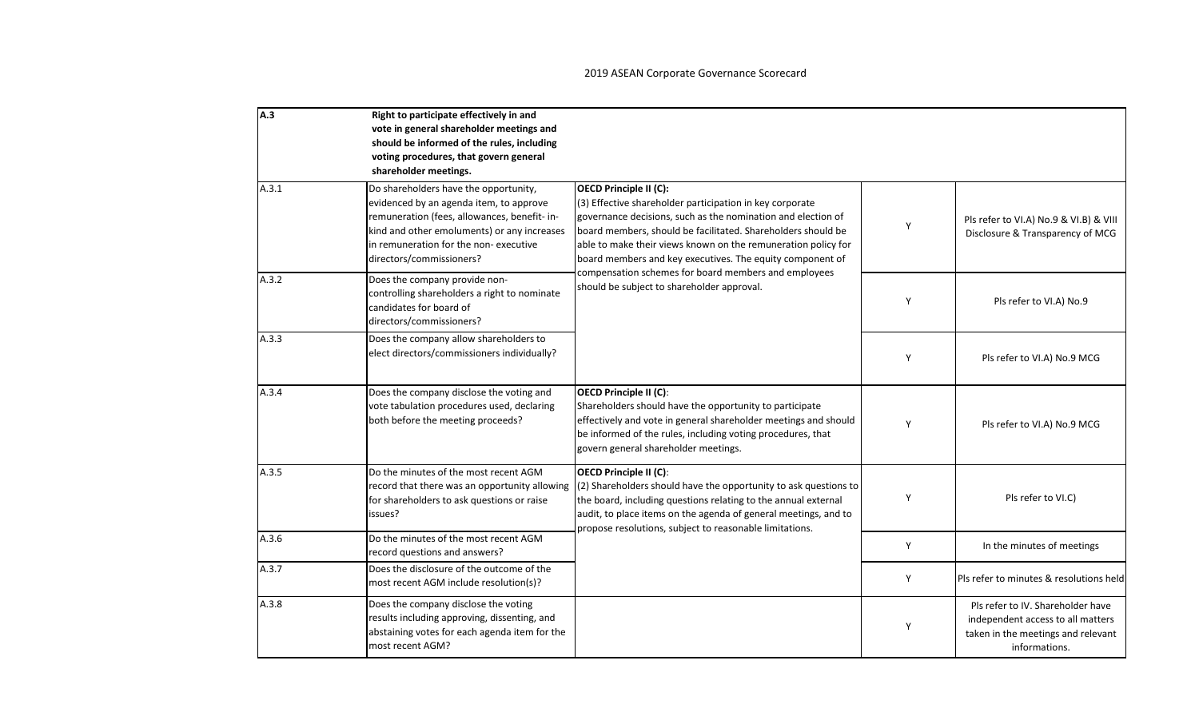| A.3 | Right to participate effectively in and vote in general shareholder meetings and should be informed of the rules, including voting procedures, that govern general shareholder meetings. | | | |
|---|---|---|---|---|
| A.3.1 | Do shareholders have the opportunity, evidenced by an agenda item, to approve remuneration (fees, allowances, benefit- in-kind and other emoluments) or any increases in remuneration for the non- executive directors/commissioners? | **OECD Principle II (C):** (3) Effective shareholder participation in key corporate governance decisions, such as the nomination and election of board members, should be facilitated. Shareholders should be able to make their views known on the remuneration policy for board members and key executives. The equity component of compensation schemes for board members and employees should be subject to shareholder approval. | Y | Pls refer to VI.A) No.9 & VI.B) & VIII Disclosure & Transparency of MCG |
| A.3.2 | Does the company provide non-controlling shareholders a right to nominate candidates for board of directors/commissioners? | | Y | Pls refer to VI.A) No.9 |
| A.3.3 | Does the company allow shareholders to elect directors/commissioners individually? | | Y | Pls refer to VI.A) No.9 MCG |
| A.3.4 | Does the company disclose the voting and vote tabulation procedures used, declaring both before the meeting proceeds? | **OECD Principle II (C)**: Shareholders should have the opportunity to participate effectively and vote in general shareholder meetings and should be informed of the rules, including voting procedures, that govern general shareholder meetings. | Y | Pls refer to VI.A) No.9 MCG |
| A.3.5 | Do the minutes of the most recent AGM record that there was an opportunity allowing for shareholders to ask questions or raise issues? | **OECD Principle II (C)**: (2) Shareholders should have the opportunity to ask questions to the board, including questions relating to the annual external audit, to place items on the agenda of general meetings, and to propose resolutions, subject to reasonable limitations. | Y | Pls refer to VI.C) |
| A.3.6 | Do the minutes of the most recent AGM record questions and answers? | | Y | In the minutes of meetings |
| A.3.7 | Does the disclosure of the outcome of the most recent AGM include resolution(s)? | | Y | Pls refer to minutes & resolutions held |
| A.3.8 | Does the company disclose the voting results including approving, dissenting, and abstaining votes for each agenda item for the most recent AGM? | | Y | Pls refer to IV. Shareholder have independent access to all matters taken in the meetings and relevant informations. |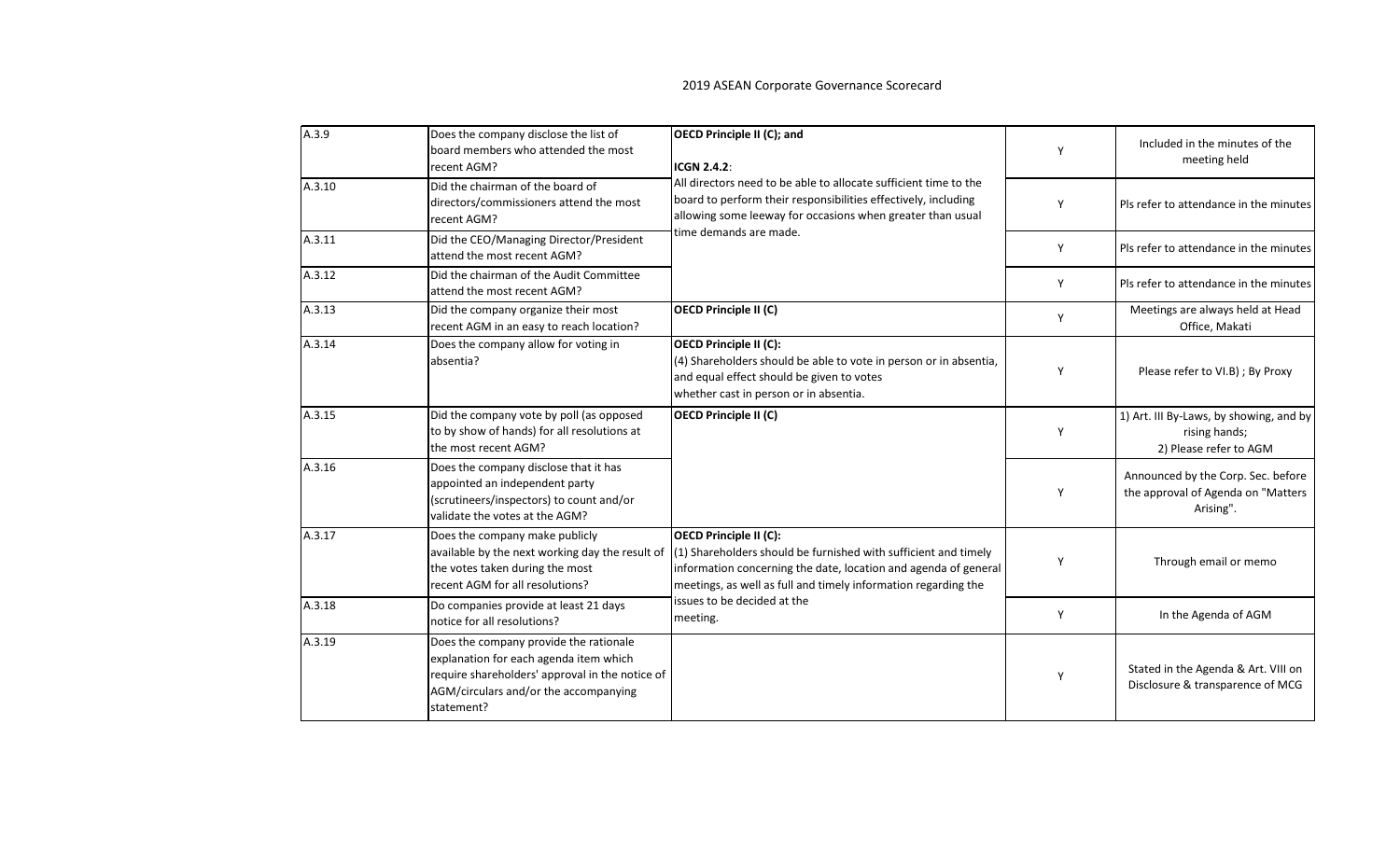2019 ASEAN Corporate Governance Scorecard

| | | | | |
|---|---|---|---|---|
| A.3.9 | Does the company disclose the list of board members who attended the most recent AGM? | **OECD Principle II (C); and**<br><br>**ICGN 2.4.2**:<br>All directors need to be able to allocate sufficient time to the board to perform their responsibilities effectively, including allowing some leeway for occasions when greater than usual time demands are made. | Y | Included in the minutes of the meeting held |
| A.3.10 | Did the chairman of the board of directors/commissioners attend the most recent AGM? | | Y | Pls refer to attendance in the minutes |
| A.3.11 | Did the CEO/Managing Director/President attend the most recent AGM? | | Y | Pls refer to attendance in the minutes |
| A.3.12 | Did the chairman of the Audit Committee attend the most recent AGM? | | Y | Pls refer to attendance in the minutes |
| A.3.13 | Did the company organize their most recent AGM in an easy to reach location? | **OECD Principle II (C)** | Y | Meetings are always held at Head Office, Makati |
| A.3.14 | Does the company allow for voting in absentia? | **OECD Principle II (C):**<br>(4) Shareholders should be able to vote in person or in absentia, and equal effect should be given to votes whether cast in person or in absentia. | Y | Please refer to VI.B) ; By Proxy |
| A.3.15 | Did the company vote by poll (as opposed to by show of hands) for all resolutions at the most recent AGM? | **OECD Principle II (C)** | Y | 1) Art. III By-Laws, by showing, and by rising hands;<br>2) Please refer to AGM |
| A.3.16 | Does the company disclose that it has appointed an independent party (scrutineers/inspectors) to count and/or validate the votes at the AGM? | | Y | Announced by the Corp. Sec. before the approval of Agenda on "Matters Arising". |
| A.3.17 | Does the company make publicly available by the next working day the result of the votes taken during the most recent AGM for all resolutions? | **OECD Principle II (C):**<br>(1) Shareholders should be furnished with sufficient and timely information concerning the date, location and agenda of general meetings, as well as full and timely information regarding the issues to be decided at the meeting. | Y | Through email or memo |
| A.3.18 | Do companies provide at least 21 days notice for all resolutions? | | Y | In the Agenda of AGM |
| A.3.19 | Does the company provide the rationale explanation for each agenda item which require shareholders' approval in the notice of AGM/circulars and/or the accompanying statement? | | Y | Stated in the Agenda & Art. VIII on Disclosure & transparence of MCG |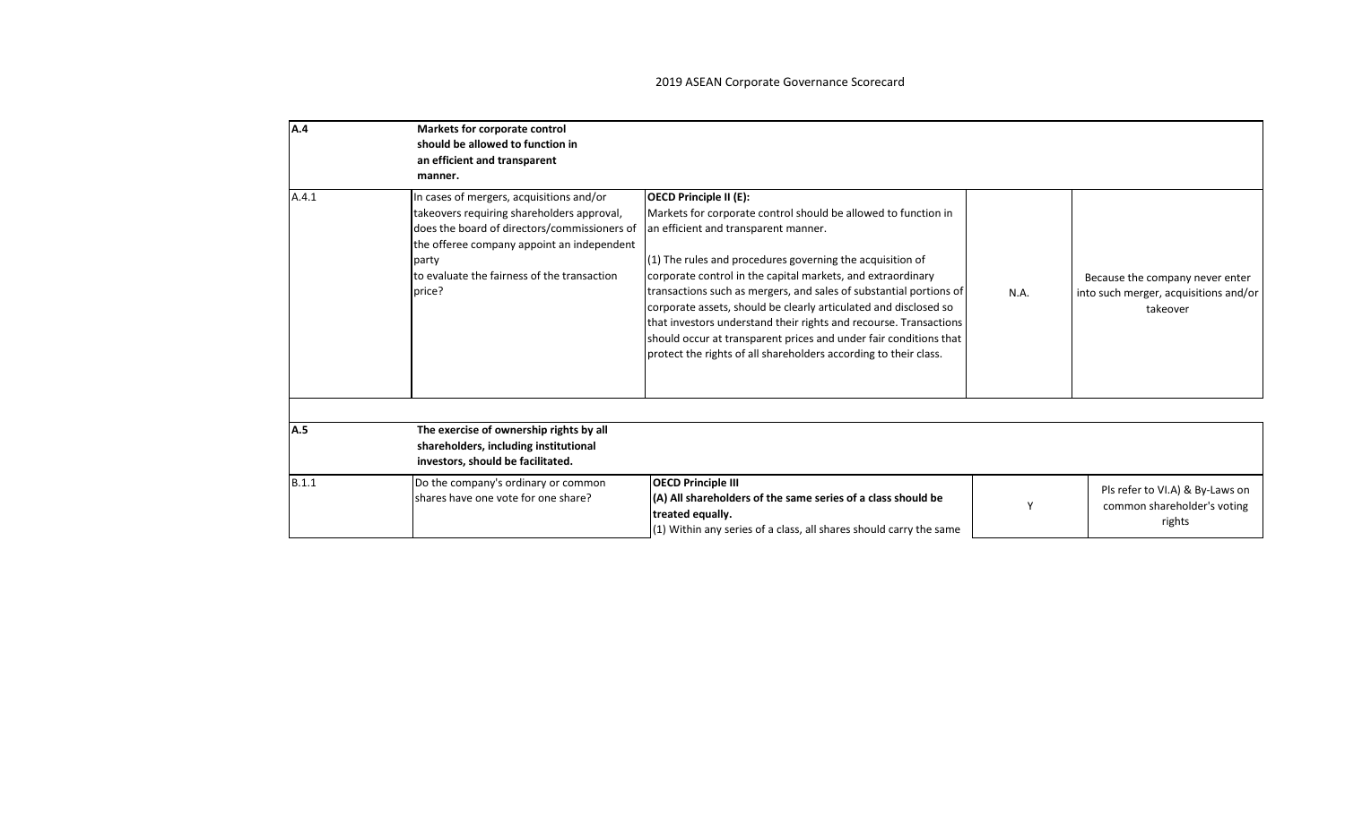2019 ASEAN Corporate Governance Scorecard

| | | | | |
|---|---|---|---|---|
| **A.4** | **Markets for corporate control should be allowed to function in an efficient and transparent manner.** | | | |
| A.4.1 | In cases of mergers, acquisitions and/or takeovers requiring shareholders approval, does the board of directors/commissioners of the offeree company appoint an independent party to evaluate the fairness of the transaction price? | **OECD Principle II (E):** Markets for corporate control should be allowed to function in an efficient and transparent manner.<br><br>(1) The rules and procedures governing the acquisition of corporate control in the capital markets, and extraordinary transactions such as mergers, and sales of substantial portions of corporate assets, should be clearly articulated and disclosed so that investors understand their rights and recourse. Transactions should occur at transparent prices and under fair conditions that protect the rights of all shareholders according to their class. | N.A. | Because the company never enter into such merger, acquisitions and/or takeover |

| | | | | |
|---|---|---|---|---|
| **A.5** | **The exercise of ownership rights by all shareholders, including institutional investors, should be facilitated.** | | | |
| B.1.1 | Do the company's ordinary or common shares have one vote for one share? | **OECD Principle III**<br>**(A) All shareholders of the same series of a class should be treated equally.**<br>(1) Within any series of a class, all shares should carry the same | Y | Pls refer to VI.A) & By-Laws on common shareholder's voting rights |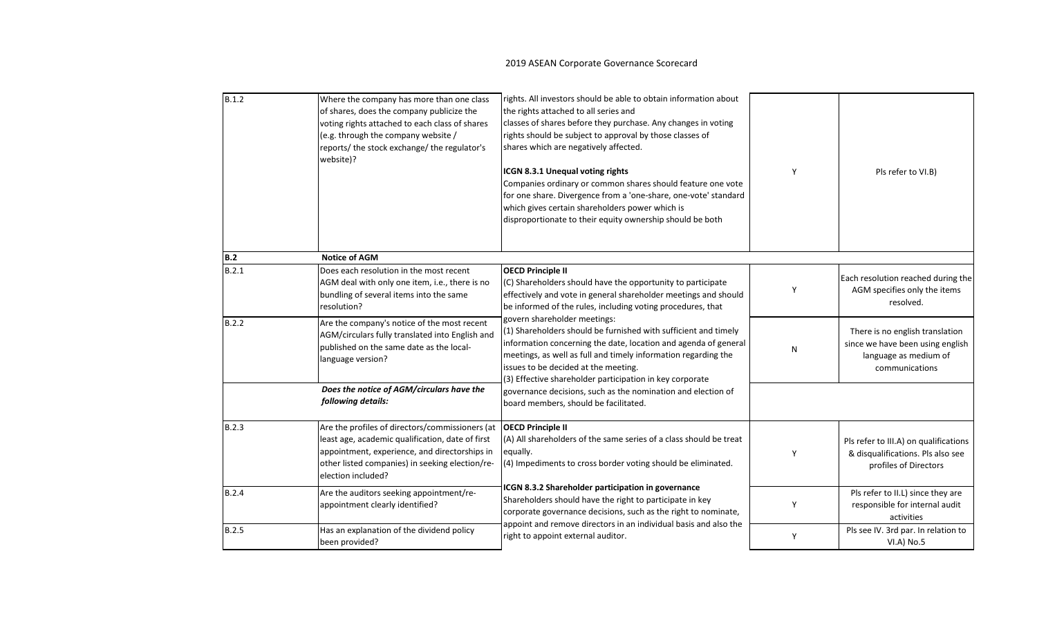## 2019 ASEAN Corporate Governance Scorecard

| | | | | |
|---|---|---|---|---|
| B.1.2 | Where the company has more than one class of shares, does the company publicize the voting rights attached to each class of shares (e.g. through the company website / reports/ the stock exchange/ the regulator's website)? | rights. All investors should be able to obtain information about the rights attached to all series and classes of shares before they purchase. Any changes in voting rights should be subject to approval by those classes of shares which are negatively affected.<br><br>**ICGN 8.3.1 Unequal voting rights**<br>Companies ordinary or common shares should feature one vote for one share. Divergence from a 'one-share, one-vote' standard which gives certain shareholders power which is disproportionate to their equity ownership should be both | Y | Pls refer to VI.B) |
| **B.2** | **Notice of AGM** | | | |
| B.2.1 | Does each resolution in the most recent AGM deal with only one item, i.e., there is no bundling of several items into the same resolution? | **OECD Principle II**<br>(C) Shareholders should have the opportunity to participate effectively and vote in general shareholder meetings and should be informed of the rules, including voting procedures, that govern shareholder meetings:<br>(1) Shareholders should be furnished with sufficient and timely information concerning the date, location and agenda of general meetings, as well as full and timely information regarding the issues to be decided at the meeting.<br>(3) Effective shareholder participation in key corporate governance decisions, such as the nomination and election of board members, should be facilitated. | Y | Each resolution reached during the AGM specifies only the items resolved. |
| B.2.2 | Are the company's notice of the most recent AGM/circulars fully translated into English and published on the same date as the local-language version? | | N | There is no english translation since we have been using english language as medium of communications |
| | ***Does the notice of AGM/circulars have the following details:*** | | | |
| B.2.3 | Are the profiles of directors/commissioners (at least age, academic qualification, date of first appointment, experience, and directorships in other listed companies) in seeking election/re-election included? | **OECD Principle II**<br>(A) All shareholders of the same series of a class should be treat equally.<br>(4) Impediments to cross border voting should be eliminated.<br><br>**ICGN 8.3.2 Shareholder participation in governance**<br>Shareholders should have the right to participate in key corporate governance decisions, such as the right to nominate, appoint and remove directors in an individual basis and also the right to appoint external auditor. | Y | Pls refer to III.A) on qualifications & disqualifications. Pls also see profiles of Directors |
| B.2.4 | Are the auditors seeking appointment/re-appointment clearly identified? | | Y | Pls refer to II.L) since they are responsible for internal audit activities |
| B.2.5 | Has an explanation of the dividend policy been provided? | | Y | Pls see IV. 3rd par. In relation to VI.A) No.5 |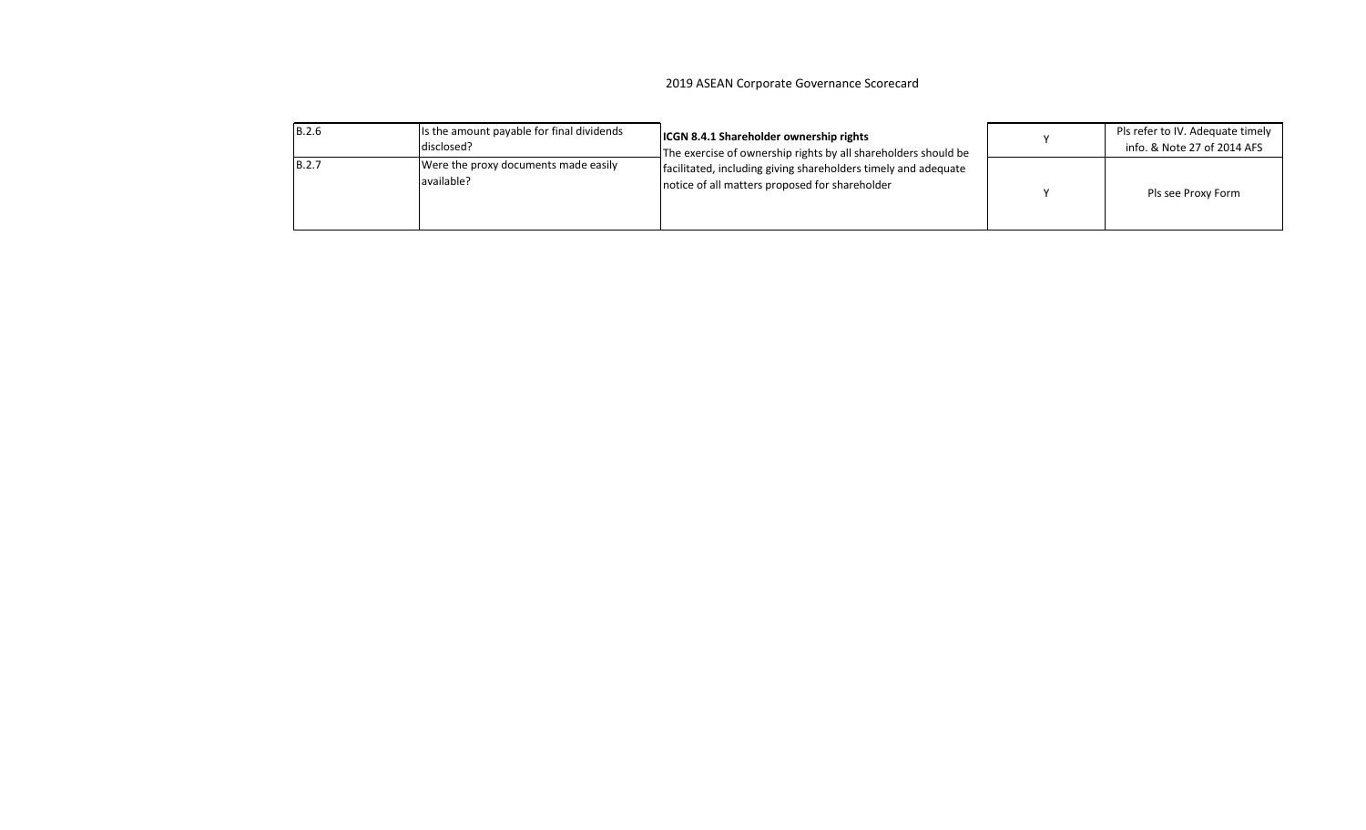2019 ASEAN Corporate Governance Scorecard

| | | | | |
|---|---|---|---|---|
| B.2.6 | Is the amount payable for final dividends disclosed? | **ICGN 8.4.1 Shareholder ownership rights** The exercise of ownership rights by all shareholders should be facilitated, including giving shareholders timely and adequate notice of all matters proposed for shareholder | Y | Pls refer to IV. Adequate timely info. & Note 27 of 2014 AFS |
| B.2.7 | Were the proxy documents made easily available? | | Y | Pls see Proxy Form |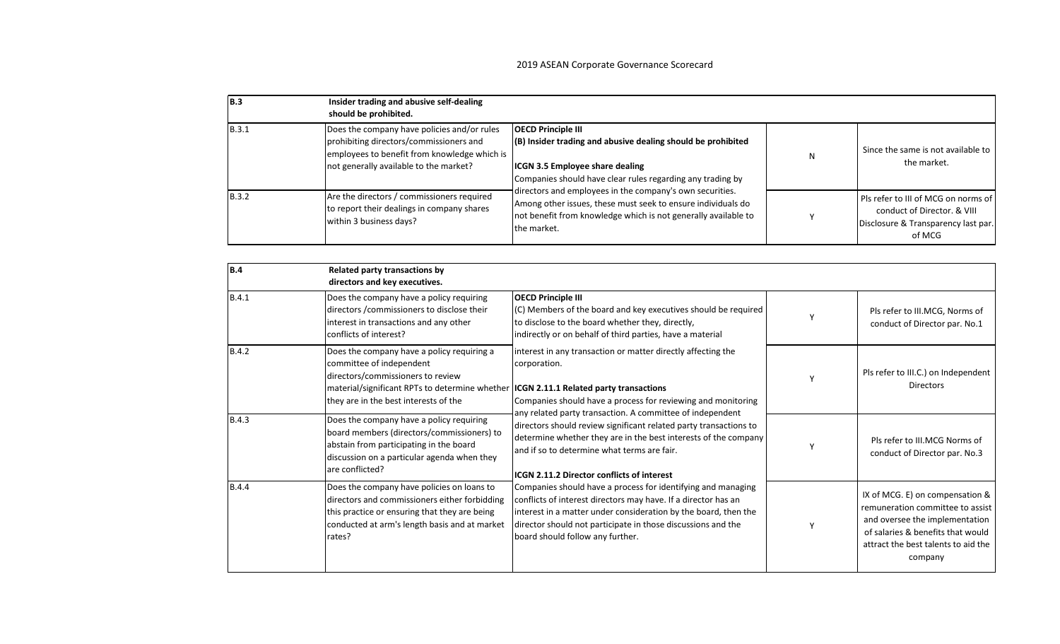2019 ASEAN Corporate Governance Scorecard

| B.3 | Insider trading and abusive self-dealing should be prohibited. | | | |
|---|---|---|---|---|
| B.3.1 | Does the company have policies and/or rules prohibiting directors/commissioners and employees to benefit from knowledge which is not generally available to the market? | **OECD Principle III** **(B) Insider trading and abusive dealing should be prohibited** **ICGN 3.5 Employee share dealing** Companies should have clear rules regarding any trading by directors and employees in the company's own securities. Among other issues, these must seek to ensure individuals do not benefit from knowledge which is not generally available to the market. | N | Since the same is not available to the market. |
| B.3.2 | Are the directors / commissioners required to report their dealings in company shares within 3 business days? | | Y | Pls refer to III of MCG on norms of conduct of Director. & VIII Disclosure & Transparency last par. of MCG |

| B.4 | Related party transactions by directors and key executives. | | | |
|---|---|---|---|---|
| B.4.1 | Does the company have a policy requiring directors /commissioners to disclose their interest in transactions and any other conflicts of interest? | **OECD Principle III** (C) Members of the board and key executives should be required to disclose to the board whether they, directly, indirectly or on behalf of third parties, have a material interest in any transaction or matter directly affecting the corporation. **ICGN 2.11.1 Related party transactions** Companies should have a process for reviewing and monitoring any related party transaction. A committee of independent directors should review significant related party transactions to determine whether they are in the best interests of the company and if so to determine what terms are fair. **ICGN 2.11.2 Director conflicts of interest** Companies should have a process for identifying and managing conflicts of interest directors may have. If a director has an interest in a matter under consideration by the board, then the director should not participate in those discussions and the board should follow any further. | Y | Pls refer to III.MCG, Norms of conduct of Director par. No.1 |
| B.4.2 | Does the company have a policy requiring a committee of independent directors/commissioners to review material/significant RPTs to determine whether they are in the best interests of the | | Y | Pls refer to III.C.) on Independent Directors |
| B.4.3 | Does the company have a policy requiring board members (directors/commissioners) to abstain from participating in the board discussion on a particular agenda when they are conflicted? | | Y | Pls refer to III.MCG Norms of conduct of Director par. No.3 |
| B.4.4 | Does the company have policies on loans to directors and commissioners either forbidding this practice or ensuring that they are being conducted at arm's length basis and at market rates? | | Y | IX of MCG. E) on compensation & remuneration committee to assist and oversee the implementation of salaries & benefits that would attract the best talents to aid the company |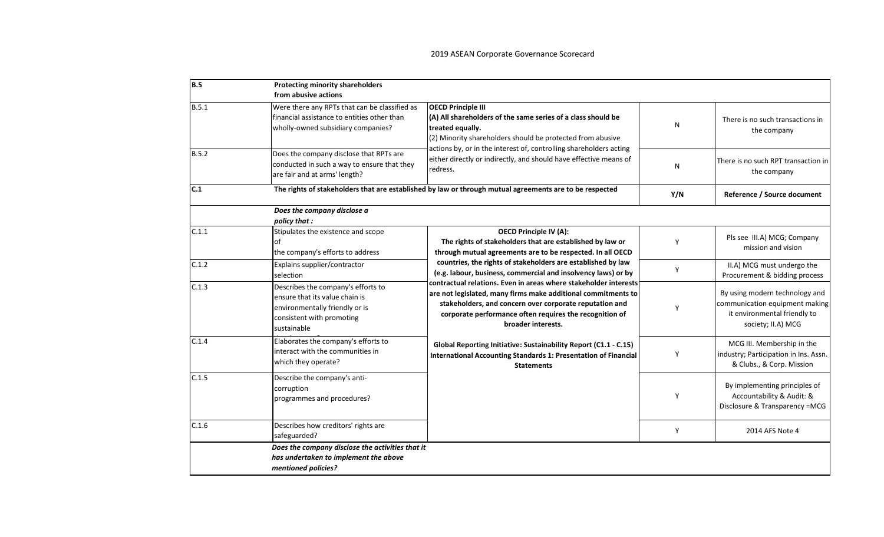## 2019 ASEAN Corporate Governance Scorecard

| | | | | |
|---|---|---|---|---|
| **B.5** | **Protecting minority shareholders from abusive actions** | | | |
| B.5.1 | Were there any RPTs that can be classified as financial assistance to entities other than wholly-owned subsidiary companies? | **OECD Principle III** **(A) All shareholders of the same series of a class should be treated equally.** (2) Minority shareholders should be protected from abusive actions by, or in the interest of, controlling shareholders acting either directly or indirectly, and should have effective means of redress. | N | There is no such transactions in the company |
| B.5.2 | Does the company disclose that RPTs are conducted in such a way to ensure that they are fair and at arms' length? | | N | There is no such RPT transaction in the company |
| **C.1** | **The rights of stakeholders that are established by law or through mutual agreements are to be respected** | | **Y/N** | **Reference / Source document** |
| | ***Does the company disclose a policy that :*** | | | |
| C.1.1 | Stipulates the existence and scope of the company's efforts to address | **OECD Principle IV (A): The rights of stakeholders that are established by law or through mutual agreements are to be respected. In all OECD countries, the rights of stakeholders are established by law (e.g. labour, business, commercial and insolvency laws) or by contractual relations. Even in areas where stakeholder interests are not legislated, many firms make additional commitments to stakeholders, and concern over corporate reputation and corporate performance often requires the recognition of broader interests.** **Global Reporting Initiative: Sustainability Report (C1.1 - C.15) International Accounting Standards 1: Presentation of Financial Statements** | Y | Pls see III.A) MCG; Company mission and vision |
| C.1.2 | Explains supplier/contractor selection | | Y | II.A) MCG must undergo the Procurement & bidding process |
| C.1.3 | Describes the company's efforts to ensure that its value chain is environmentally friendly or is consistent with promoting sustainable | | Y | By using modern technology and communication equipment making it environmental friendly to society; II.A) MCG |
| C.1.4 | Elaborates the company's efforts to interact with the communities in which they operate? | | Y | MCG III. Membership in the industry; Participation in Ins. Assn. & Clubs., & Corp. Mission |
| C.1.5 | Describe the company's anti-corruption programmes and procedures? | | Y | By implementing principles of Accountability & Audit: & Disclosure & Transparency =MCG |
| C.1.6 | Describes how creditors' rights are safeguarded? | | Y | 2014 AFS Note 4 |
| | ***Does the company disclose the activities that it has undertaken to implement the above mentioned policies?*** | | | |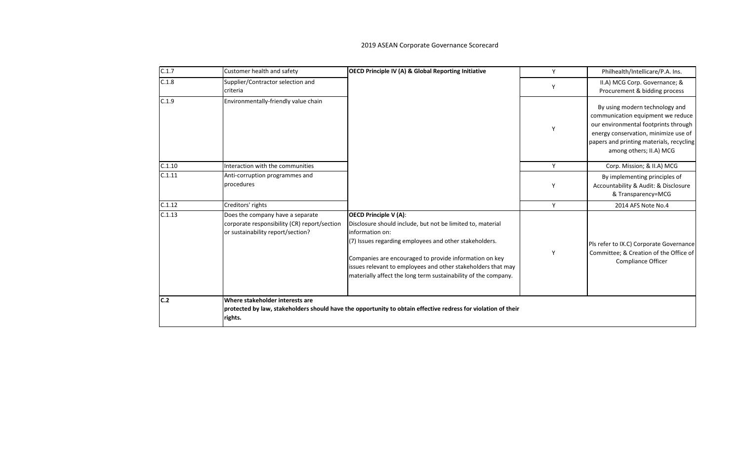## 2019 ASEAN Corporate Governance Scorecard

| | | | | |
|---|---|---|---|---|
| C.1.7 | Customer health and safety | **OECD Principle IV (A) & Global Reporting Initiative** | Y | Philhealth/Intellicare/P.A. Ins. |
| C.1.8 | Supplier/Contractor selection and criteria | | Y | II.A) MCG Corp. Governance; & Procurement & bidding process |
| C.1.9 | Environmentally-friendly value chain | | Y | By using modern technology and communication equipment we reduce our environmental footprints through energy conservation, minimize use of papers and printing materials, recycling among others; II.A) MCG |
| C.1.10 | Interaction with the communities | | Y | Corp. Mission; & II.A) MCG |
| C.1.11 | Anti-corruption programmes and procedures | | Y | By implementing principles of Accountability & Audit: & Disclosure & Transparency=MCG |
| C.1.12 | Creditors' rights | | Y | 2014 AFS Note No.4 |
| C.1.13 | Does the company have a separate corporate responsibility (CR) report/section or sustainability report/section? | **OECD Principle V (A)**: Disclosure should include, but not be limited to, material information on: (7) Issues regarding employees and other stakeholders. Companies are encouraged to provide information on key issues relevant to employees and other stakeholders that may materially affect the long term sustainability of the company. | Y | Pls refer to IX.C) Corporate Governance Committee; & Creation of the Office of Compliance Officer |
| **C.2** | **Where stakeholder interests are protected by law, stakeholders should have the opportunity to obtain effective redress for violation of their rights.** | | | |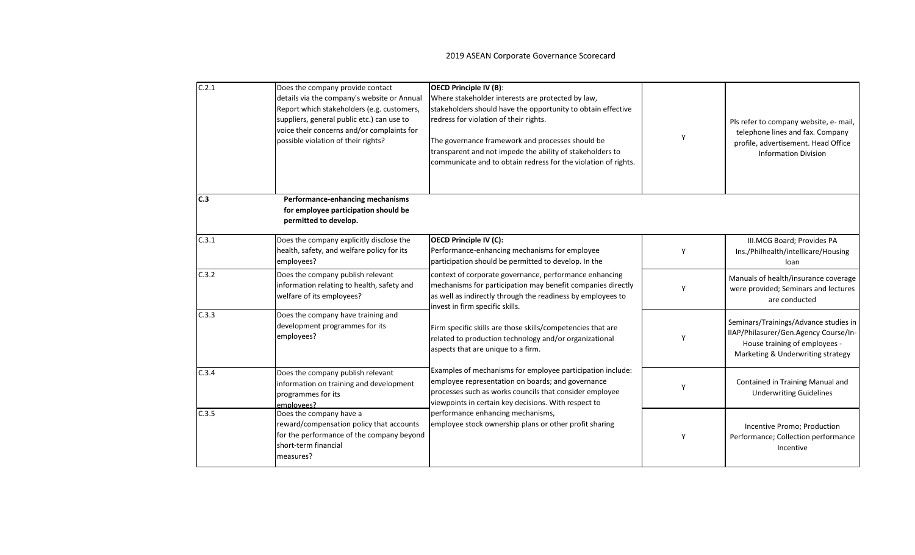2019 ASEAN Corporate Governance Scorecard

| | | | | |
|---|---|---|---|---|
| C.2.1 | Does the company provide contact details via the company's website or Annual Report which stakeholders (e.g. customers, suppliers, general public etc.) can use to voice their concerns and/or complaints for possible violation of their rights? | **OECD Principle IV (B)**: Where stakeholder interests are protected by law, stakeholders should have the opportunity to obtain effective redress for violation of their rights. The governance framework and processes should be transparent and not impede the ability of stakeholders to communicate and to obtain redress for the violation of rights. | Y | Pls refer to company website, e- mail, telephone lines and fax. Company profile, advertisement. Head Office Information Division |
| **C.3** | **Performance-enhancing mechanisms for employee participation should be permitted to develop.** | | | |
| C.3.1 | Does the company explicitly disclose the health, safety, and welfare policy for its employees? | **OECD Principle IV (C):** Performance-enhancing mechanisms for employee participation should be permitted to develop. In the context of corporate governance, performance enhancing mechanisms for participation may benefit companies directly as well as indirectly through the readiness by employees to invest in firm specific skills. Firm specific skills are those skills/competencies that are related to production technology and/or organizational aspects that are unique to a firm. Examples of mechanisms for employee participation include: employee representation on boards; and governance processes such as works councils that consider employee viewpoints in certain key decisions. With respect to performance enhancing mechanisms, employee stock ownership plans or other profit sharing | Y | III.MCG Board; Provides PA Ins./Philhealth/intellicare/Housing loan |
| C.3.2 | Does the company publish relevant information relating to health, safety and welfare of its employees? | | Y | Manuals of health/insurance coverage were provided; Seminars and lectures are conducted |
| C.3.3 | Does the company have training and development programmes for its employees? | | Y | Seminars/Trainings/Advance studies in IIAP/Philasurer/Gen.Agency Course/In-House training of employees - Marketing & Underwriting strategy |
| C.3.4 | Does the company publish relevant information on training and development programmes for its employees? | | Y | Contained in Training Manual and Underwriting Guidelines |
| C.3.5 | Does the company have a reward/compensation policy that accounts for the performance of the company beyond short-term financial measures? | | Y | Incentive Promo; Production Performance; Collection performance Incentive |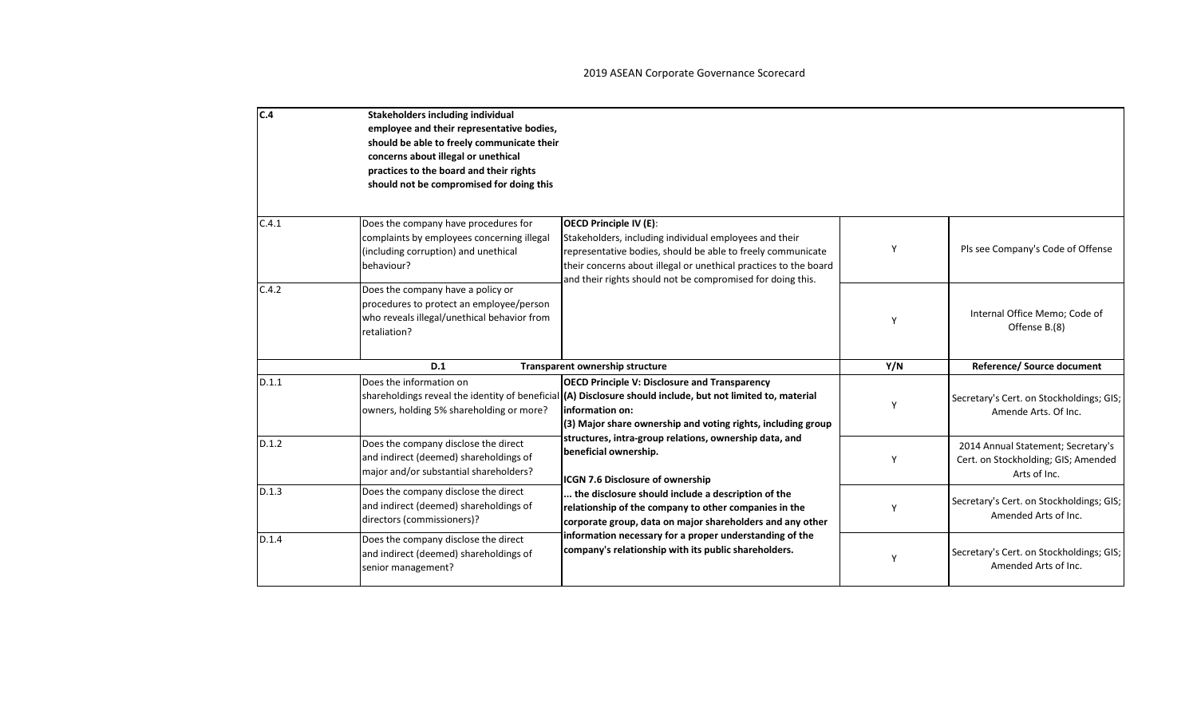2019 ASEAN Corporate Governance Scorecard

| C.4 | **Stakeholders including individual employee and their representative bodies, should be able to freely communicate their concerns about illegal or unethical practices to the board and their rights should not be compromised for doing this** | | | |
|---|---|---|---|---|
| C.4.1 | Does the company have procedures for complaints by employees concerning illegal (including corruption) and unethical behaviour? | **OECD Principle IV (E)**: Stakeholders, including individual employees and their representative bodies, should be able to freely communicate their concerns about illegal or unethical practices to the board and their rights should not be compromised for doing this. | Y | Pls see Company's Code of Offense |
| C.4.2 | Does the company have a policy or procedures to protect an employee/person who reveals illegal/unethical behavior from retaliation? | | Y | Internal Office Memo; Code of Offense B.(8) |
| | **D.1** | **Transparent ownership structure** | **Y/N** | **Reference/ Source document** |
| D.1.1 | Does the information on shareholdings reveal the identity of beneficial owners, holding 5% shareholding or more? | **OECD Principle V: Disclosure and Transparency** **(A) Disclosure should include, but not limited to, material information on:** **(3) Major share ownership and voting rights, including group structures, intra-group relations, ownership data, and beneficial ownership.** **ICGN 7.6 Disclosure of ownership** **... the disclosure should include a description of the relationship of the company to other companies in the corporate group, data on major shareholders and any other information necessary for a proper understanding of the company's relationship with its public shareholders.** | Y | Secretary's Cert. on Stockholdings; GIS; Amende Arts. Of Inc. |
| D.1.2 | Does the company disclose the direct and indirect (deemed) shareholdings of major and/or substantial shareholders? | | Y | 2014 Annual Statement; Secretary's Cert. on Stockholding; GIS; Amended Arts of Inc. |
| D.1.3 | Does the company disclose the direct and indirect (deemed) shareholdings of directors (commissioners)? | | Y | Secretary's Cert. on Stockholdings; GIS; Amended Arts of Inc. |
| D.1.4 | Does the company disclose the direct and indirect (deemed) shareholdings of senior management? | | Y | Secretary's Cert. on Stockholdings; GIS; Amended Arts of Inc. |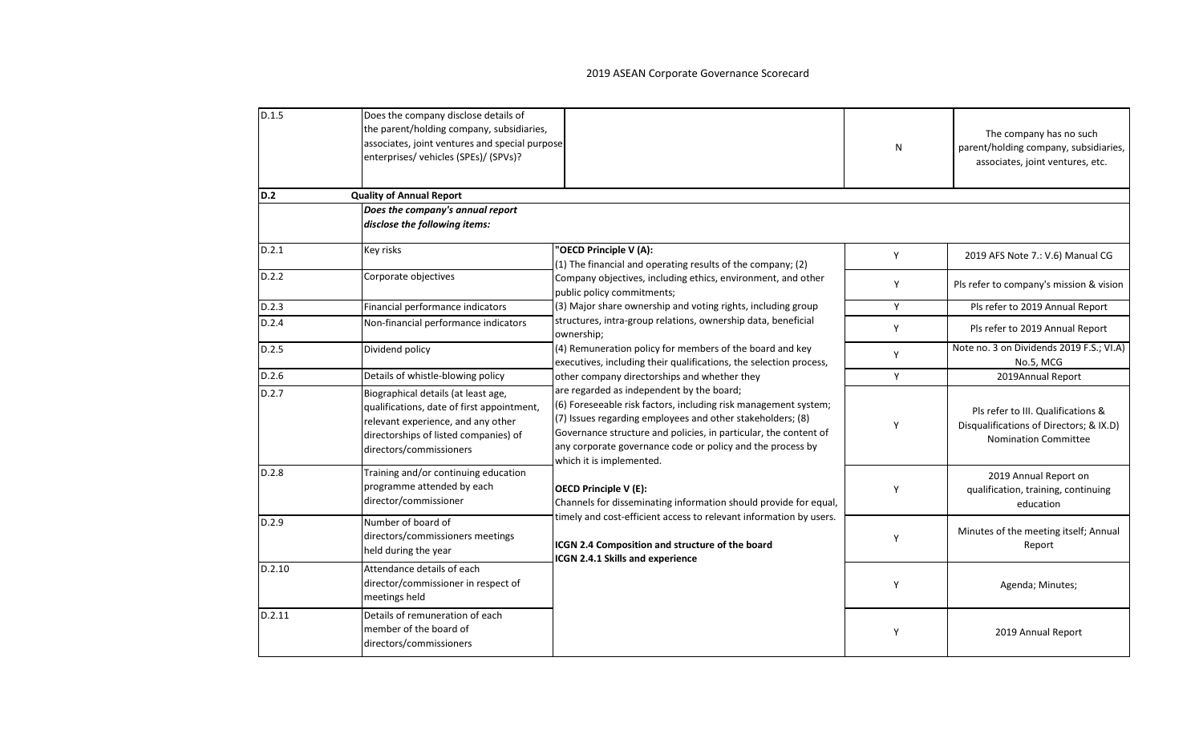2019 ASEAN Corporate Governance Scorecard

| | | | | |
|---|---|---|---|---|
| D.1.5 | Does the company disclose details of the parent/holding company, subsidiaries, associates, joint ventures and special purpose enterprises/ vehicles (SPEs)/ (SPVs)? | | N | The company has no such parent/holding company, subsidiaries, associates, joint ventures, etc. |
| **D.2** | **Quality of Annual Report** | | | |
| | ***Does the company's annual report disclose the following items:*** | | | |
| D.2.1 | Key risks | "OECD Principle V (A): (1) The financial and operating results of the company; (2) Company objectives, including ethics, environment, and other public policy commitments; (3) Major share ownership and voting rights, including group structures, intra-group relations, ownership data, beneficial ownership; (4) Remuneration policy for members of the board and key executives, including their qualifications, the selection process, other company directorships and whether they are regarded as independent by the board; (6) Foreseeable risk factors, including risk management system; (7) Issues regarding employees and other stakeholders; (8) Governance structure and policies, in particular, the content of any corporate governance code or policy and the process by which it is implemented.<br><br>**OECD Principle V (E):** Channels for disseminating information should provide for equal, timely and cost-efficient access to relevant information by users.<br><br>**ICGN 2.4 Composition and structure of the board**<br>**ICGN 2.4.1 Skills and experience** | Y | 2019 AFS Note 7.: V.6) Manual CG |
| D.2.2 | Corporate objectives | | Y | Pls refer to company's mission & vision |
| D.2.3 | Financial performance indicators | | Y | Pls refer to 2019 Annual Report |
| D.2.4 | Non-financial performance indicators | | Y | Pls refer to 2019 Annual Report |
| D.2.5 | Dividend policy | | Y | Note no. 3 on Dividends 2019 F.S.; VI.A) No.5, MCG |
| D.2.6 | Details of whistle-blowing policy | | Y | 2019Annual Report |
| D.2.7 | Biographical details (at least age, qualifications, date of first appointment, relevant experience, and any other directorships of listed companies) of directors/commissioners | | Y | Pls refer to III. Qualifications & Disqualifications of Directors; & IX.D) Nomination Committee |
| D.2.8 | Training and/or continuing education programme attended by each director/commissioner | | Y | 2019 Annual Report on qualification, training, continuing education |
| D.2.9 | Number of board of directors/commissioners meetings held during the year | | Y | Minutes of the meeting itself; Annual Report |
| D.2.10 | Attendance details of each director/commissioner in respect of meetings held | | Y | Agenda; Minutes; |
| D.2.11 | Details of remuneration of each member of the board of directors/commissioners | | Y | 2019 Annual Report |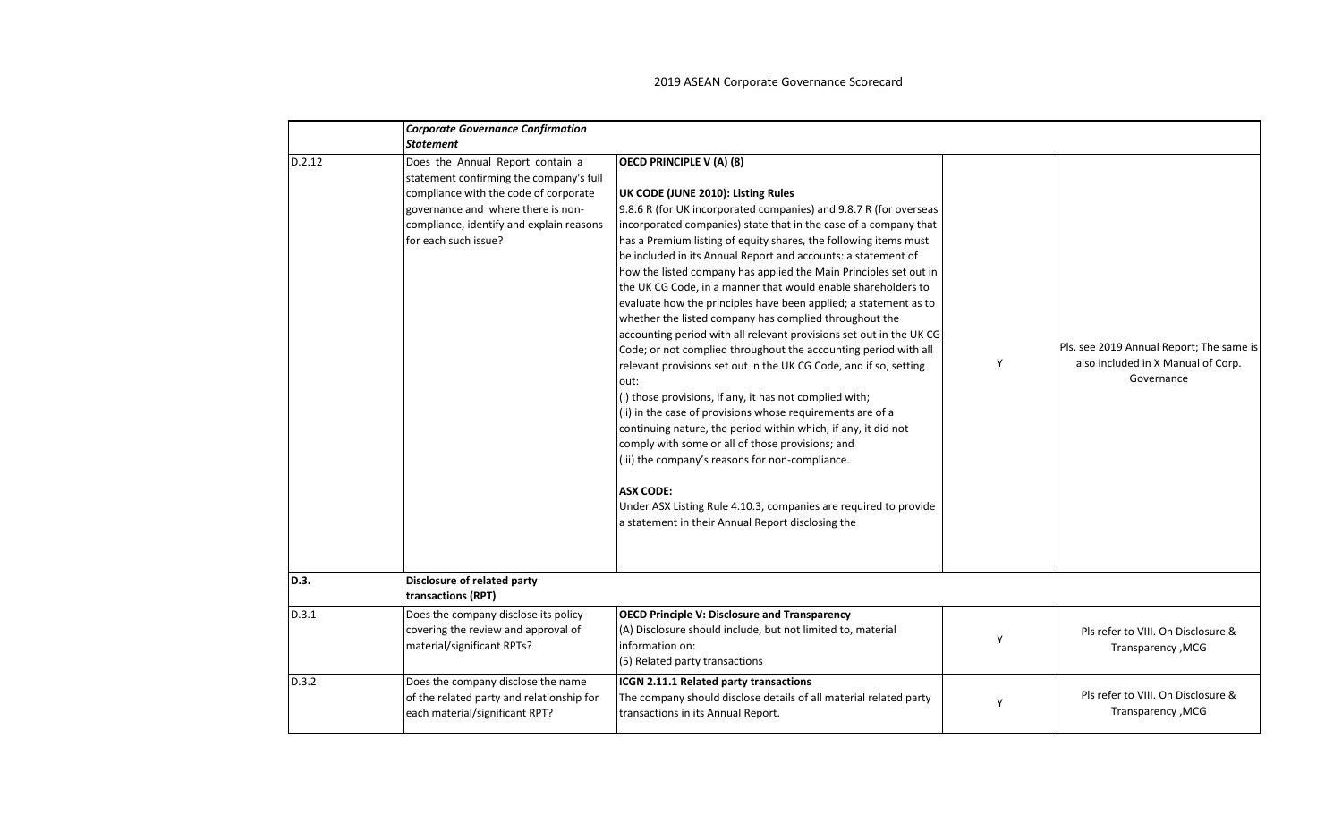2019 ASEAN Corporate Governance Scorecard

| | | | | |
|---|---|---|---|---|
| | ***Corporate Governance Confirmation Statement*** | | | |
| D.2.12 | Does the Annual Report contain a statement confirming the company's full compliance with the code of corporate governance and where there is non-compliance, identify and explain reasons for each such issue? | **OECD PRINCIPLE V (A) (8)**<br><br>**UK CODE (JUNE 2010): Listing Rules**<br>9.8.6 R (for UK incorporated companies) and 9.8.7 R (for overseas incorporated companies) state that in the case of a company that has a Premium listing of equity shares, the following items must be included in its Annual Report and accounts: a statement of how the listed company has applied the Main Principles set out in the UK CG Code, in a manner that would enable shareholders to evaluate how the principles have been applied; a statement as to whether the listed company has complied throughout the accounting period with all relevant provisions set out in the UK CG Code; or not complied throughout the accounting period with all relevant provisions set out in the UK CG Code, and if so, setting out:<br>(i) those provisions, if any, it has not complied with;<br>(ii) in the case of provisions whose requirements are of a continuing nature, the period within which, if any, it did not comply with some or all of those provisions; and<br>(iii) the company's reasons for non-compliance.<br><br>**ASX CODE:**<br>Under ASX Listing Rule 4.10.3, companies are required to provide a statement in their Annual Report disclosing the | Y | Pls. see 2019 Annual Report; The same is also included in X Manual of Corp. Governance |
| **D.3.** | **Disclosure of related party transactions (RPT)** | | | |
| D.3.1 | Does the company disclose its policy covering the review and approval of material/significant RPTs? | **OECD Principle V: Disclosure and Transparency**<br>(A) Disclosure should include, but not limited to, material information on:<br>(5) Related party transactions | Y | Pls refer to VIII. On Disclosure & Transparency ,MCG |
| D.3.2 | Does the company disclose the name of the related party and relationship for each material/significant RPT? | **ICGN 2.11.1 Related party transactions**<br>The company should disclose details of all material related party transactions in its Annual Report. | Y | Pls refer to VIII. On Disclosure & Transparency ,MCG |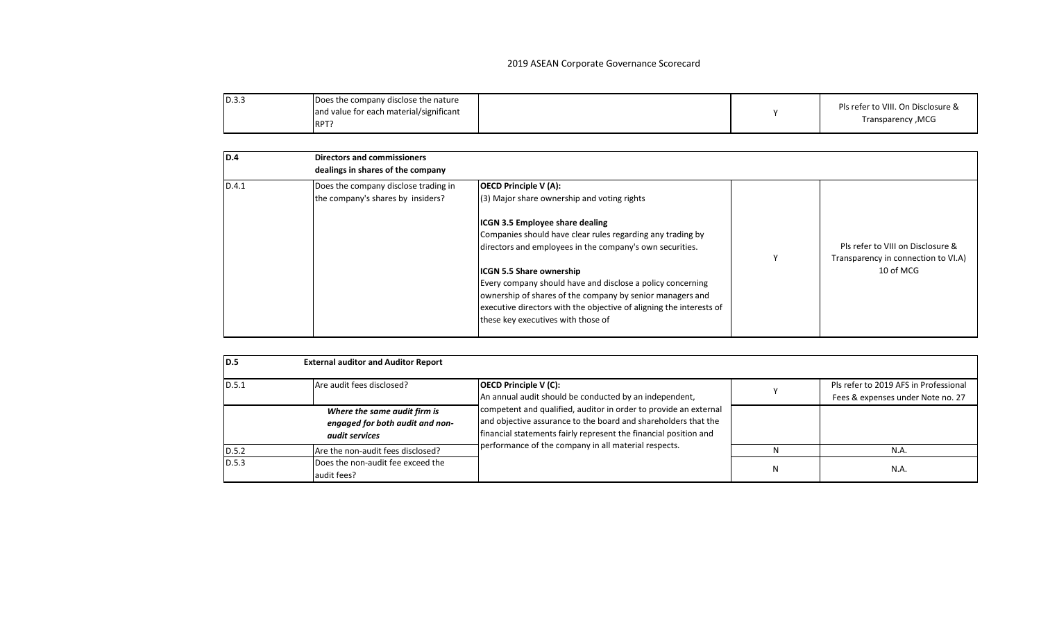2019 ASEAN Corporate Governance Scorecard

| | | | | |
|---|---|---|---|---|
| D.3.3 | Does the company disclose the nature and value for each material/significant RPT? | | Y | Pls refer to VIII. On Disclosure & Transparency ,MCG |

| **D.4** | **Directors and commissioners dealings in shares of the company** | | | |
|---|---|---|---|---|
| D.4.1 | Does the company disclose trading in the company's shares by insiders? | **OECD Principle V (A):**<br>(3) Major share ownership and voting rights<br><br>**ICGN 3.5 Employee share dealing**<br>Companies should have clear rules regarding any trading by directors and employees in the company's own securities.<br><br>**ICGN 5.5 Share ownership**<br>Every company should have and disclose a policy concerning ownership of shares of the company by senior managers and executive directors with the objective of aligning the interests of these key executives with those of | Y | Pls refer to VIII on Disclosure & Transparency in connection to VI.A) 10 of MCG |

| **D.5** | **External auditor and Auditor Report** | | | |
|---|---|---|---|---|
| D.5.1 | Are audit fees disclosed? | **OECD Principle V (C):**<br>An annual audit should be conducted by an independent, competent and qualified, auditor in order to provide an external and objective assurance to the board and shareholders that the financial statements fairly represent the financial position and performance of the company in all material respects. | Y | Pls refer to 2019 AFS in Professional Fees & expenses under Note no. 27 |
| | ***Where the same audit firm is engaged for both audit and non-audit services*** | | | |
| D.5.2 | Are the non-audit fees disclosed? | | N | N.A. |
| D.5.3 | Does the non-audit fee exceed the audit fees? | | N | N.A. |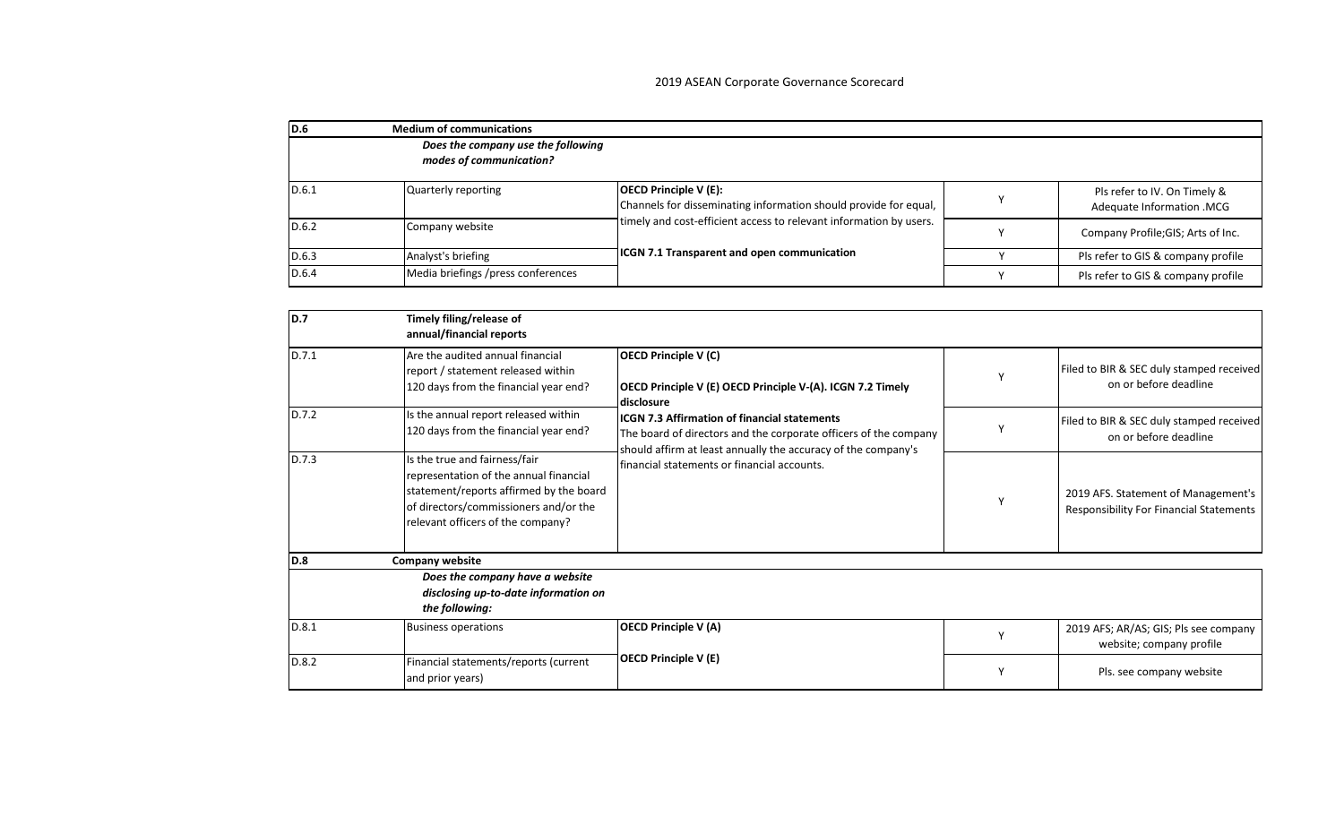2019 ASEAN Corporate Governance Scorecard

| D.6 | Medium of communications | | | |
|---|---|---|---|---|
| | ***Does the company use the following modes of communication?*** | | | |
| D.6.1 | Quarterly reporting | **OECD Principle V (E):** Channels for disseminating information should provide for equal, timely and cost-efficient access to relevant information by users. **ICGN 7.1 Transparent and open communication** | Y | Pls refer to IV. On Timely & Adequate Information .MCG |
| D.6.2 | Company website | | Y | Company Profile;GIS; Arts of Inc. |
| D.6.3 | Analyst's briefing | | Y | Pls refer to GIS & company profile |
| D.6.4 | Media briefings /press conferences | | Y | Pls refer to GIS & company profile |

| D.7 | Timely filing/release of annual/financial reports | | | |
|---|---|---|---|---|
| D.7.1 | Are the audited annual financial report / statement released within 120 days from the financial year end? | **OECD Principle V (C)** **OECD Principle V (E) OECD Principle V-(A). ICGN 7.2 Timely disclosure** **ICGN 7.3 Affirmation of financial statements** The board of directors and the corporate officers of the company should affirm at least annually the accuracy of the company's financial statements or financial accounts. | Y | Filed to BIR & SEC duly stamped received on or before deadline |
| D.7.2 | Is the annual report released within 120 days from the financial year end? | | Y | Filed to BIR & SEC duly stamped received on or before deadline |
| D.7.3 | Is the true and fairness/fair representation of the annual financial statement/reports affirmed by the board of directors/commissioners and/or the relevant officers of the company? | | Y | 2019 AFS. Statement of Management's Responsibility For Financial Statements |
| **D.8** | **Company website** | | | |
| | ***Does the company have a website disclosing up-to-date information on the following:*** | | | |
| D.8.1 | Business operations | **OECD Principle V (A)** | Y | 2019 AFS; AR/AS; GIS; Pls see company website; company profile |
| D.8.2 | Financial statements/reports (current and prior years) | **OECD Principle V (E)** | Y | Pls. see company website |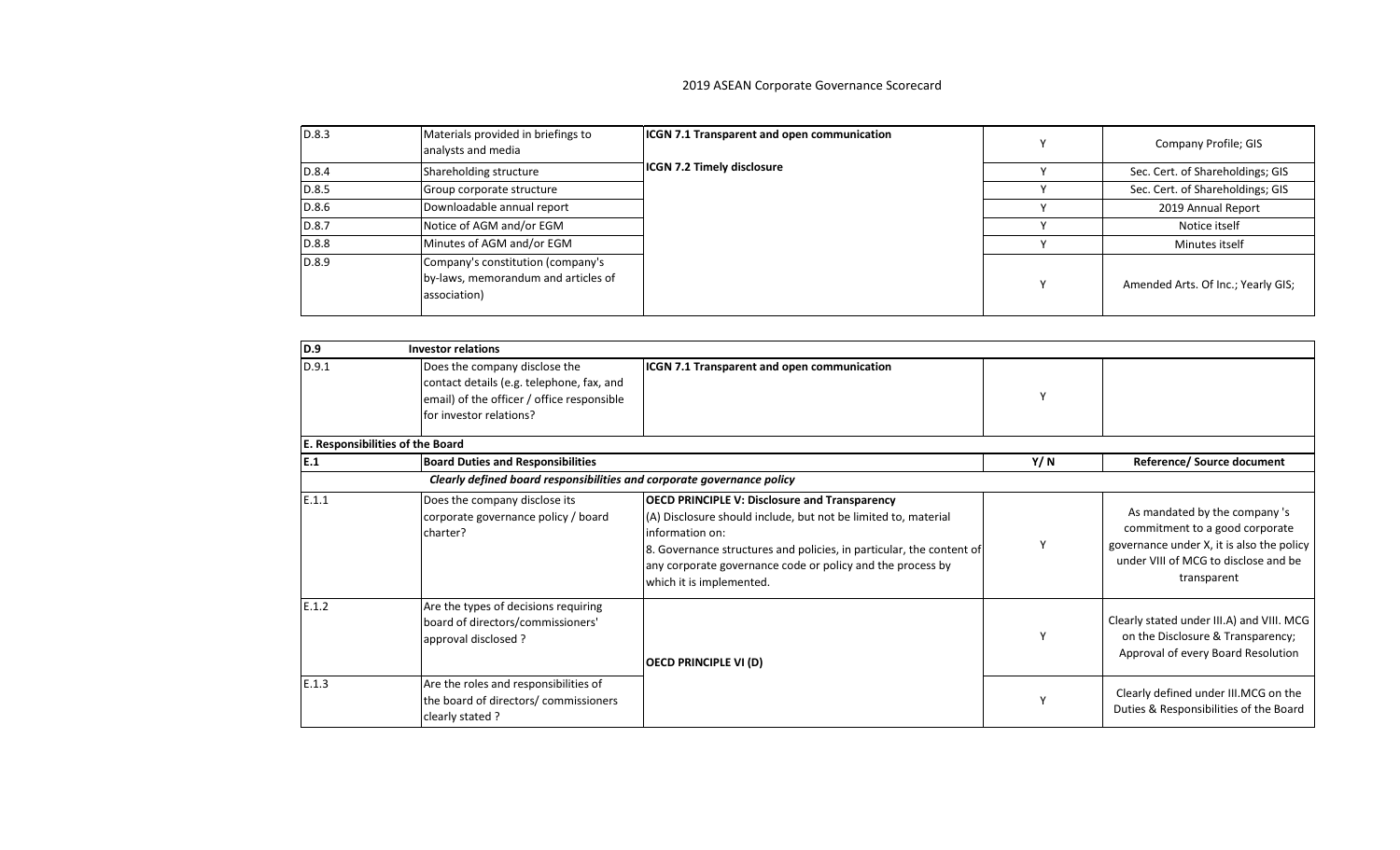# 2019 ASEAN Corporate Governance Scorecard

| | | | | |
|---|---|---|---|---|
| D.8.3 | Materials provided in briefings to analysts and media | **ICGN 7.1 Transparent and open communication** | Y | Company Profile; GIS |
| D.8.4 | Shareholding structure | **ICGN 7.2 Timely disclosure** | Y | Sec. Cert. of Shareholdings; GIS |
| D.8.5 | Group corporate structure | | Y | Sec. Cert. of Shareholdings; GIS |
| D.8.6 | Downloadable annual report | | Y | 2019 Annual Report |
| D.8.7 | Notice of AGM and/or EGM | | Y | Notice itself |
| D.8.8 | Minutes of AGM and/or EGM | | Y | Minutes itself |
| D.8.9 | Company's constitution (company's by-laws, memorandum and articles of association) | | Y | Amended Arts. Of Inc.; Yearly GIS; |

| | | | | |
|---|---|---|---|---|
| **D.9** | **Investor relations** | | | |
| D.9.1 | Does the company disclose the contact details (e.g. telephone, fax, and email) of the officer / office responsible for investor relations? | **ICGN 7.1 Transparent and open communication** | Y | |
| **E. Responsibilities of the Board** | | | | |
| **E.1** | **Board Duties and Responsibilities** | | **Y/ N** | **Reference/ Source document** |
| | ***Clearly defined board responsibilities and corporate governance policy*** | | | |
| E.1.1 | Does the company disclose its corporate governance policy / board charter? | **OECD PRINCIPLE V: Disclosure and Transparency** (A) Disclosure should include, but not be limited to, material information on: 8. Governance structures and policies, in particular, the content of any corporate governance code or policy and the process by which it is implemented. | Y | As mandated by the company 's commitment to a good corporate governance under X, it is also the policy under VIII of MCG to disclose and be transparent |
| E.1.2 | Are the types of decisions requiring board of directors/commissioners' approval disclosed ? | **OECD PRINCIPLE VI (D)** | Y | Clearly stated under III.A) and VIII. MCG on the Disclosure & Transparency; Approval of every Board Resolution |
| E.1.3 | Are the roles and responsibilities of the board of directors/ commissioners clearly stated ? | | Y | Clearly defined under III.MCG on the Duties & Responsibilities of the Board |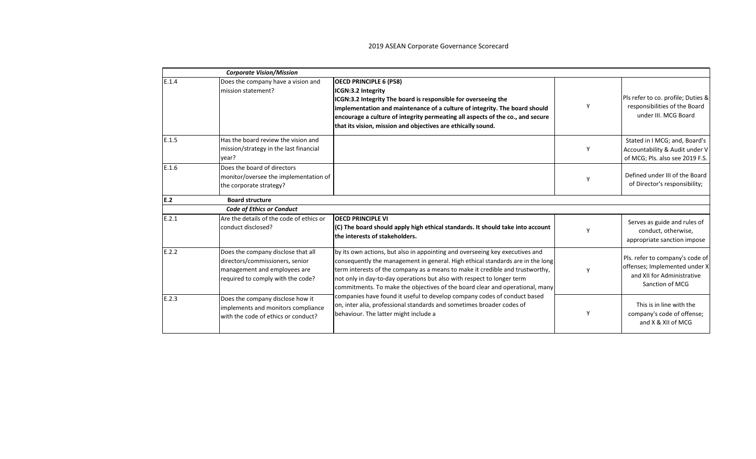## 2019 ASEAN Corporate Governance Scorecard

| | | | | |
|---|---|---|---|---|
| | ***Corporate Vision/Mission*** | | | |
| E.1.4 | Does the company have a vision and mission statement? | **OECD PRINCIPLE 6 (P58)**<br>**ICGN:3.2 Integrity**<br>**ICGN:3.2 Integrity The board is responsible for overseeing the implementation and maintenance of a culture of integrity. The board should encourage a culture of integrity permeating all aspects of the co., and secure that its vision, mission and objectives are ethically sound.** | Y | Pls refer to co. profile; Duties & responsibilities of the Board under III. MCG Board |
| E.1.5 | Has the board review the vision and mission/strategy in the last financial year? | | Y | Stated in I MCG; and, Board's Accountability & Audit under V of MCG; Pls. also see 2019 F.S. |
| E.1.6 | Does the board of directors monitor/oversee the implementation of the corporate strategy? | | Y | Defined under III of the Board of Director's responsibility; |
| **E.2** | **Board structure** | | | |
| | ***Code of Ethics or Conduct*** | | | |
| E.2.1 | Are the details of the code of ethics or conduct disclosed? | **OECD PRINCIPLE VI**<br>**(C) The board should apply high ethical standards. It should take into account the interests of stakeholders.** | Y | Serves as guide and rules of conduct, otherwise, appropriate sanction impose |
| E.2.2 | Does the company disclose that all directors/commissioners, senior management and employees are required to comply with the code? | by its own actions, but also in appointing and overseeing key executives and consequently the management in general. High ethical standards are in the long term interests of the company as a means to make it credible and trustworthy, not only in day-to-day operations but also with respect to longer term commitments. To make the objectives of the board clear and operational, many companies have found it useful to develop company codes of conduct based on, inter alia, professional standards and sometimes broader codes of behaviour. The latter might include a | Y | Pls. refer to company's code of offenses; Implemented under X and XII for Administrative Sanction of MCG |
| E.2.3 | Does the company disclose how it implements and monitors compliance with the code of ethics or conduct? | | Y | This is in line with the company's code of offense; and X & XII of MCG |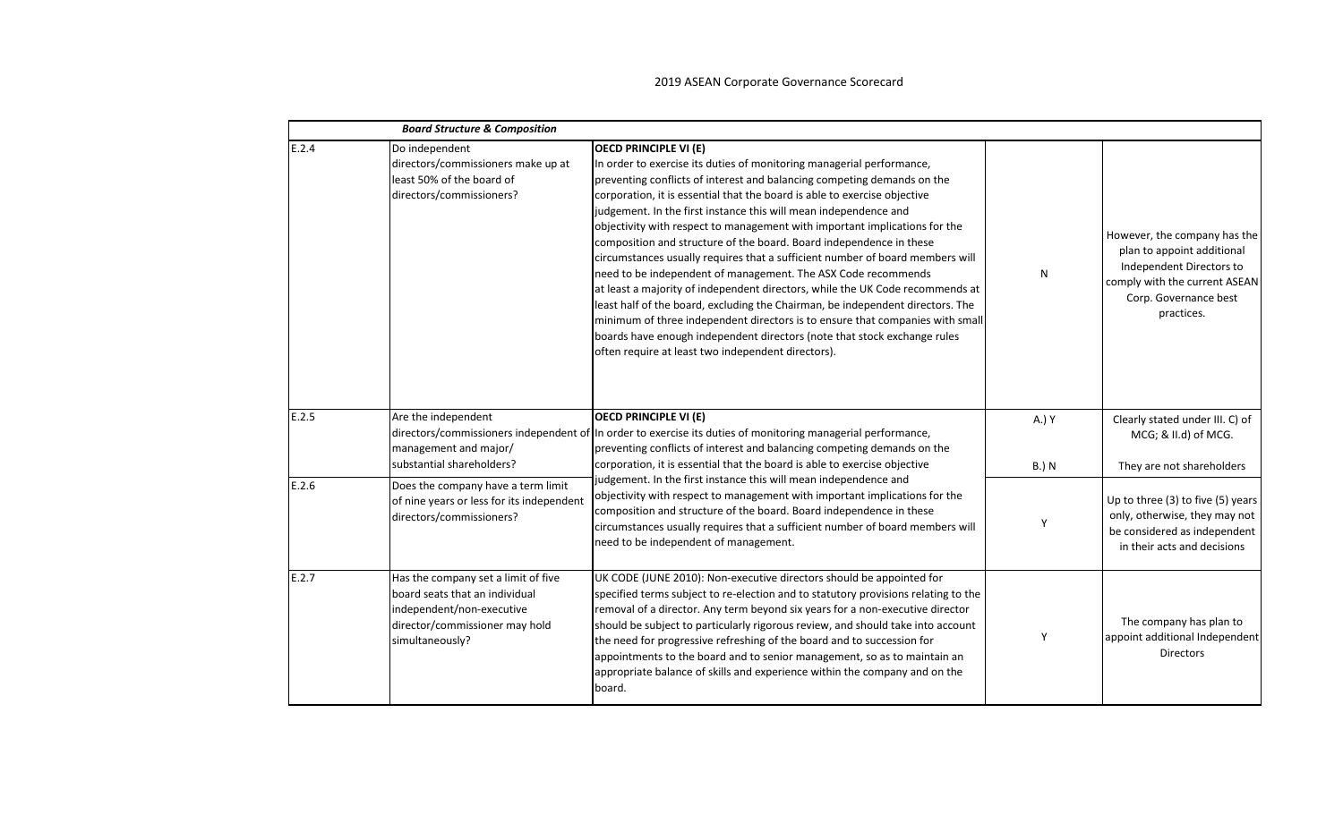2019 ASEAN Corporate Governance Scorecard

| | *Board Structure & Composition* | | | |
|---|---|---|---|---|
| E.2.4 | Do independent directors/commissioners make up at least 50% of the board of directors/commissioners? | **OECD PRINCIPLE VI (E)** In order to exercise its duties of monitoring managerial performance, preventing conflicts of interest and balancing competing demands on the corporation, it is essential that the board is able to exercise objective judgement. In the first instance this will mean independence and objectivity with respect to management with important implications for the composition and structure of the board. Board independence in these circumstances usually requires that a sufficient number of board members will need to be independent of management. The ASX Code recommends at least a majority of independent directors, while the UK Code recommends at least half of the board, excluding the Chairman, be independent directors. The minimum of three independent directors is to ensure that companies with small boards have enough independent directors (note that stock exchange rules often require at least two independent directors). | N | However, the company has the plan to appoint additional Independent Directors to comply with the current ASEAN Corp. Governance best practices. |
| E.2.5 | Are the independent directors/commissioners independent of management and major/ substantial shareholders? | **OECD PRINCIPLE VI (E)** In order to exercise its duties of monitoring managerial performance, preventing conflicts of interest and balancing competing demands on the corporation, it is essential that the board is able to exercise objective judgement. In the first instance this will mean independence and objectivity with respect to management with important implications for the composition and structure of the board. Board independence in these circumstances usually requires that a sufficient number of board members will need to be independent of management. | A.) Y<br><br>B.) N | Clearly stated under III. C) of MCG; & II.d) of MCG.<br><br>They are not shareholders |
| E.2.6 | Does the company have a term limit of nine years or less for its independent directors/commissioners? | | Y | Up to three (3) to five (5) years only, otherwise, they may not be considered as independent in their acts and decisions |
| E.2.7 | Has the company set a limit of five board seats that an individual independent/non-executive director/commissioner may hold simultaneously? | UK CODE (JUNE 2010): Non-executive directors should be appointed for specified terms subject to re-election and to statutory provisions relating to the removal of a director. Any term beyond six years for a non-executive director should be subject to particularly rigorous review, and should take into account the need for progressive refreshing of the board and to succession for appointments to the board and to senior management, so as to maintain an appropriate balance of skills and experience within the company and on the board. | Y | The company has plan to appoint additional Independent Directors |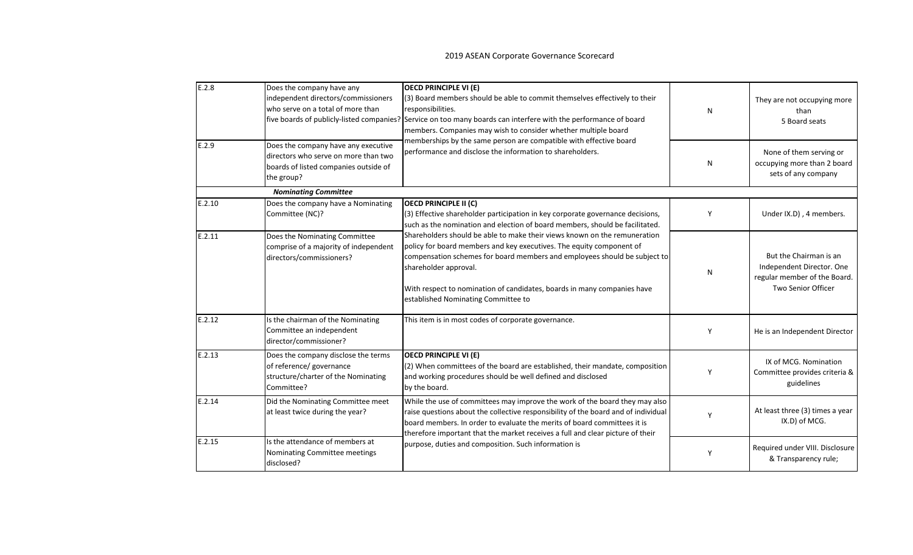| | | | | |
|---|---|---|---|---|
| E.2.8 | Does the company have any independent directors/commissioners who serve on a total of more than five boards of publicly-listed companies? | **OECD PRINCIPLE VI (E)**<br>(3) Board members should be able to commit themselves effectively to their responsibilities.<br>Service on too many boards can interfere with the performance of board members. Companies may wish to consider whether multiple board memberships by the same person are compatible with effective board performance and disclose the information to shareholders. | N | They are not occupying more than 5 Board seats |
| E.2.9 | Does the company have any executive directors who serve on more than two boards of listed companies outside of the group? | | N | None of them serving or occupying more than 2 board sets of any company |
| | ***Nominating Committee*** | | | |
| E.2.10 | Does the company have a Nominating Committee (NC)? | **OECD PRINCIPLE II (C)**<br>(3) Effective shareholder participation in key corporate governance decisions, such as the nomination and election of board members, should be facilitated. Shareholders should be able to make their views known on the remuneration policy for board members and key executives. The equity component of compensation schemes for board members and employees should be subject to shareholder approval.<br><br>With respect to nomination of candidates, boards in many companies have established Nominating Committee to | Y | Under IX.D) , 4 members. |
| E.2.11 | Does the Nominating Committee comprise of a majority of independent directors/commissioners? | | N | But the Chairman is an Independent Director. One regular member of the Board. Two Senior Officer |
| E.2.12 | Is the chairman of the Nominating Committee an independent director/commissioner? | This item is in most codes of corporate governance. | Y | He is an Independent Director |
| E.2.13 | Does the company disclose the terms of reference/ governance structure/charter of the Nominating Committee? | **OECD PRINCIPLE VI (E)**<br>(2) When committees of the board are established, their mandate, composition and working procedures should be well defined and disclosed by the board. | Y | IX of MCG. Nomination Committee provides criteria & guidelines |
| E.2.14 | Did the Nominating Committee meet at least twice during the year? | While the use of committees may improve the work of the board they may also raise questions about the collective responsibility of the board and of individual board members. In order to evaluate the merits of board committees it is therefore important that the market receives a full and clear picture of their purpose, duties and composition. Such information is | Y | At least three (3) times a year IX.D) of MCG. |
| E.2.15 | Is the attendance of members at Nominating Committee meetings disclosed? | | Y | Required under VIII. Disclosure & Transparency rule; |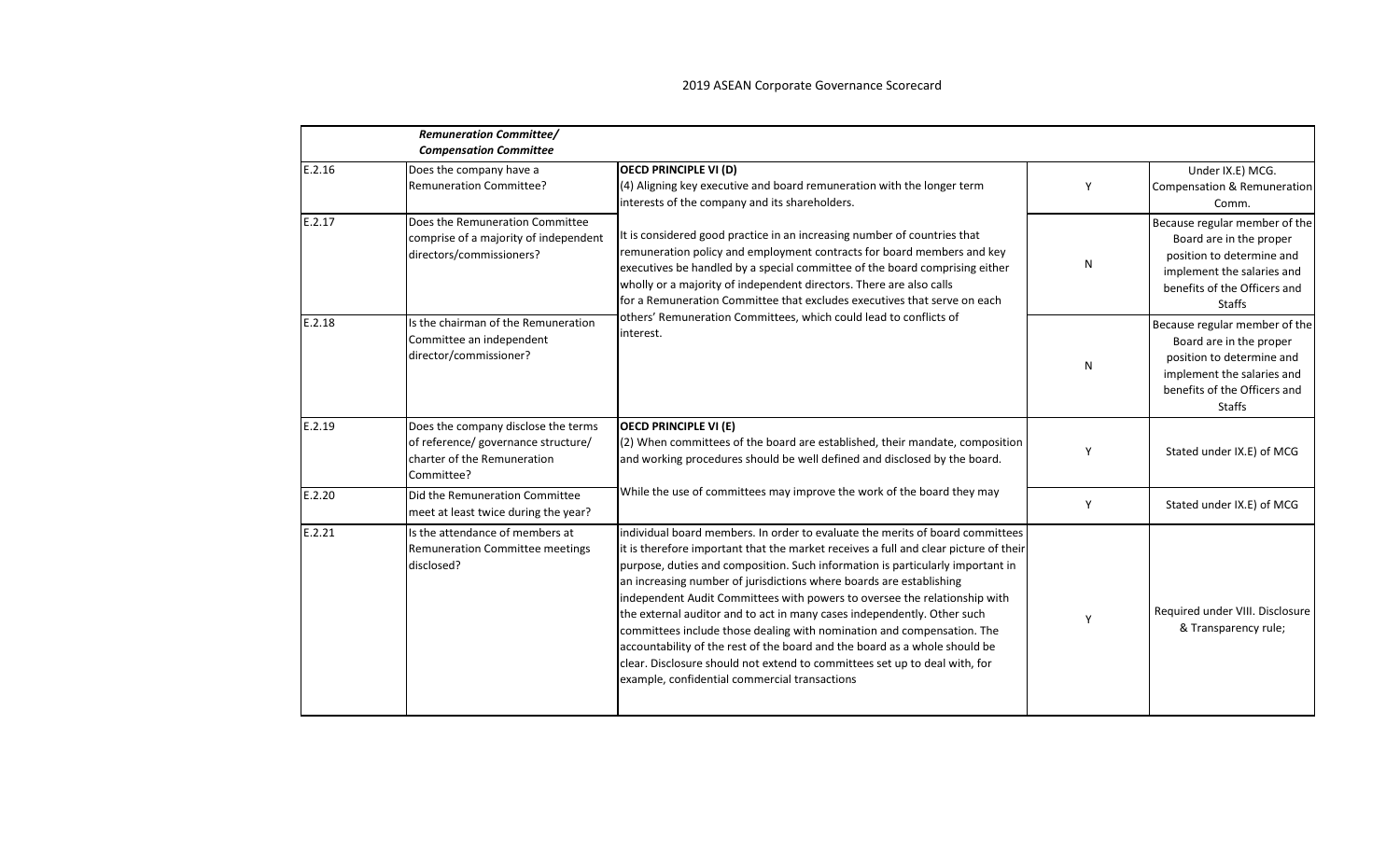| | *Remuneration Committee/ Compensation Committee* | | | |
|---|---|---|---|---|
| E.2.16 | Does the company have a Remuneration Committee? | **OECD PRINCIPLE VI (D)** (4) Aligning key executive and board remuneration with the longer term interests of the company and its shareholders. It is considered good practice in an increasing number of countries that remuneration policy and employment contracts for board members and key executives be handled by a special committee of the board comprising either wholly or a majority of independent directors. There are also calls for a Remuneration Committee that excludes executives that serve on each others' Remuneration Committees, which could lead to conflicts of interest. | Y | Under IX.E) MCG. Compensation & Remuneration Comm. |
| E.2.17 | Does the Remuneration Committee comprise of a majority of independent directors/commissioners? | | N | Because regular member of the Board are in the proper position to determine and implement the salaries and benefits of the Officers and Staffs |
| E.2.18 | Is the chairman of the Remuneration Committee an independent director/commissioner? | | N | Because regular member of the Board are in the proper position to determine and implement the salaries and benefits of the Officers and Staffs |
| E.2.19 | Does the company disclose the terms of reference/ governance structure/ charter of the Remuneration Committee? | **OECD PRINCIPLE VI (E)** (2) When committees of the board are established, their mandate, composition and working procedures should be well defined and disclosed by the board. While the use of committees may improve the work of the board they may individual board members. In order to evaluate the merits of board committees it is therefore important that the market receives a full and clear picture of their purpose, duties and composition. Such information is particularly important in an increasing number of jurisdictions where boards are establishing independent Audit Committees with powers to oversee the relationship with the external auditor and to act in many cases independently. Other such committees include those dealing with nomination and compensation. The accountability of the rest of the board and the board as a whole should be clear. Disclosure should not extend to committees set up to deal with, for example, confidential commercial transactions | Y | Stated under IX.E) of MCG |
| E.2.20 | Did the Remuneration Committee meet at least twice during the year? | | Y | Stated under IX.E) of MCG |
| E.2.21 | Is the attendance of members at Remuneration Committee meetings disclosed? | | Y | Required under VIII. Disclosure & Transparency rule; |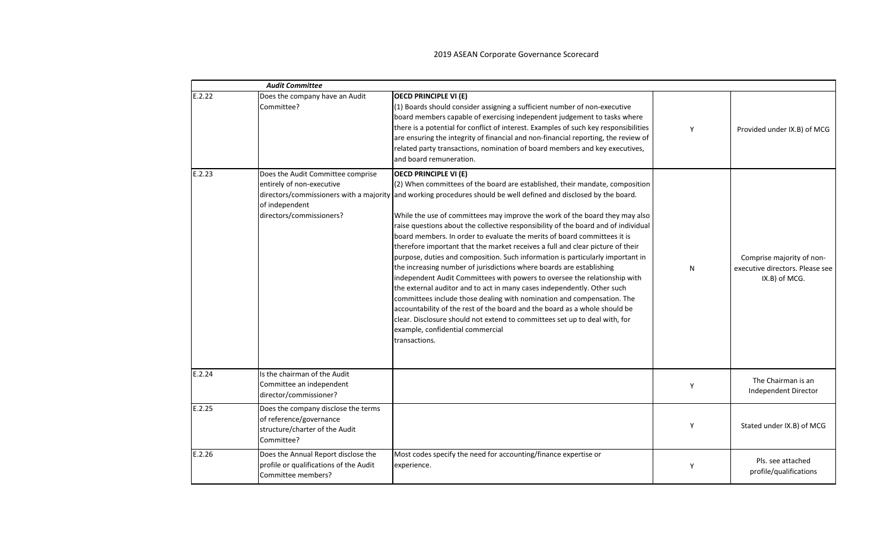## 2019 ASEAN Corporate Governance Scorecard

| | ***Audit Committee*** | | | |
|---|---|---|---|---|
| E.2.22 | Does the company have an Audit Committee? | **OECD PRINCIPLE VI (E)**<br>(1) Boards should consider assigning a sufficient number of non-executive board members capable of exercising independent judgement to tasks where there is a potential for conflict of interest. Examples of such key responsibilities are ensuring the integrity of financial and non-financial reporting, the review of related party transactions, nomination of board members and key executives, and board remuneration. | Y | Provided under IX.B) of MCG |
| E.2.23 | Does the Audit Committee comprise entirely of non-executive directors/commissioners with a majority of independent directors/commissioners? | **OECD PRINCIPLE VI (E)**<br>(2) When committees of the board are established, their mandate, composition and working procedures should be well defined and disclosed by the board.<br><br>While the use of committees may improve the work of the board they may also raise questions about the collective responsibility of the board and of individual board members. In order to evaluate the merits of board committees it is therefore important that the market receives a full and clear picture of their purpose, duties and composition. Such information is particularly important in the increasing number of jurisdictions where boards are establishing independent Audit Committees with powers to oversee the relationship with the external auditor and to act in many cases independently. Other such committees include those dealing with nomination and compensation. The accountability of the rest of the board and the board as a whole should be clear. Disclosure should not extend to committees set up to deal with, for example, confidential commercial transactions. | N | Comprise majority of non-executive directors. Please see IX.B) of MCG. |
| E.2.24 | Is the chairman of the Audit Committee an independent director/commissioner? | | Y | The Chairman is an Independent Director |
| E.2.25 | Does the company disclose the terms of reference/governance structure/charter of the Audit Committee? | | Y | Stated under IX.B) of MCG |
| E.2.26 | Does the Annual Report disclose the profile or qualifications of the Audit Committee members? | Most codes specify the need for accounting/finance expertise or experience. | Y | Pls. see attached profile/qualifications |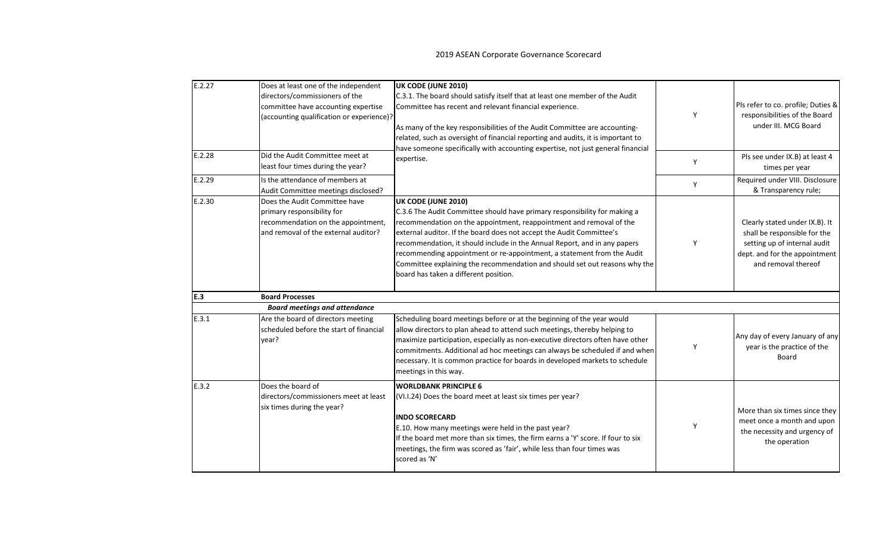| | | | | |
|---|---|---|---|---|
| E.2.27 | Does at least one of the independent directors/commissioners of the committee have accounting expertise (accounting qualification or experience)? | **UK CODE (JUNE 2010)**<br>C.3.1. The board should satisfy itself that at least one member of the Audit Committee has recent and relevant financial experience.<br><br>As many of the key responsibilities of the Audit Committee are accounting-related, such as oversight of financial reporting and audits, it is important to have someone specifically with accounting expertise, not just general financial expertise. | Y | Pls refer to co. profile; Duties & responsibilities of the Board under III. MCG Board |
| E.2.28 | Did the Audit Committee meet at least four times during the year? | | Y | Pls see under IX.B) at least 4 times per year |
| E.2.29 | Is the attendance of members at Audit Committee meetings disclosed? | | Y | Required under VIII. Disclosure & Transparency rule; |
| E.2.30 | Does the Audit Committee have primary responsibility for recommendation on the appointment, and removal of the external auditor? | **UK CODE (JUNE 2010)**<br>C.3.6 The Audit Committee should have primary responsibility for making a recommendation on the appointment, reappointment and removal of the external auditor. If the board does not accept the Audit Committee's recommendation, it should include in the Annual Report, and in any papers recommending appointment or re-appointment, a statement from the Audit Committee explaining the recommendation and should set out reasons why the board has taken a different position. | Y | Clearly stated under IX.B). It shall be responsible for the setting up of internal audit dept. and for the appointment and removal thereof |
| **E.3** | **Board Processes** | | | |
| | ***Board meetings and attendance*** | | | |
| E.3.1 | Are the board of directors meeting scheduled before the start of financial year? | Scheduling board meetings before or at the beginning of the year would allow directors to plan ahead to attend such meetings, thereby helping to maximize participation, especially as non-executive directors often have other commitments. Additional ad hoc meetings can always be scheduled if and when necessary. It is common practice for boards in developed markets to schedule meetings in this way. | Y | Any day of every January of any year is the practice of the Board |
| E.3.2 | Does the board of directors/commissioners meet at least six times during the year? | **WORLDBANK PRINCIPLE 6**<br>(VI.I.24) Does the board meet at least six times per year?<br><br>**INDO SCORECARD**<br>E.10. How many meetings were held in the past year?<br>If the board met more than six times, the firm earns a 'Y' score. If four to six meetings, the firm was scored as 'fair', while less than four times was scored as 'N' | Y | More than six times since they meet once a month and upon the necessity and urgency of the operation |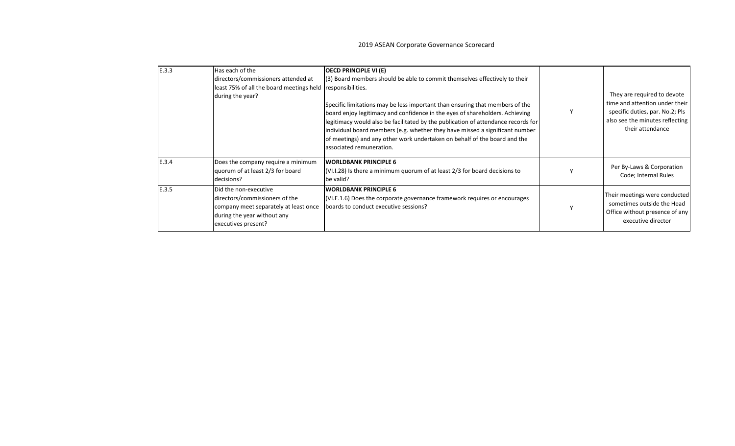2019 ASEAN Corporate Governance Scorecard

| | | | | |
|---|---|---|---|---|
| E.3.3 | Has each of the directors/commissioners attended at least 75% of all the board meetings held during the year? | **OECD PRINCIPLE VI (E)**<br>(3) Board members should be able to commit themselves effectively to their responsibilities.<br><br>Specific limitations may be less important than ensuring that members of the board enjoy legitimacy and confidence in the eyes of shareholders. Achieving legitimacy would also be facilitated by the publication of attendance records for individual board members (e.g. whether they have missed a significant number of meetings) and any other work undertaken on behalf of the board and the associated remuneration. | Y | They are required to devote time and attention under their specific duties, par. No.2; Pls also see the minutes reflecting their attendance |
| E.3.4 | Does the company require a minimum quorum of at least 2/3 for board decisions? | **WORLDBANK PRINCIPLE 6**<br>(VI.I.28) Is there a minimum quorum of at least 2/3 for board decisions to be valid? | Y | Per By-Laws & Corporation Code; Internal Rules |
| E.3.5 | Did the non-executive directors/commissioners of the company meet separately at least once during the year without any executives present? | **WORLDBANK PRINCIPLE 6**<br>(VI.E.1.6) Does the corporate governance framework requires or encourages boards to conduct executive sessions? | Y | Their meetings were conducted sometimes outside the Head Office without presence of any executive director |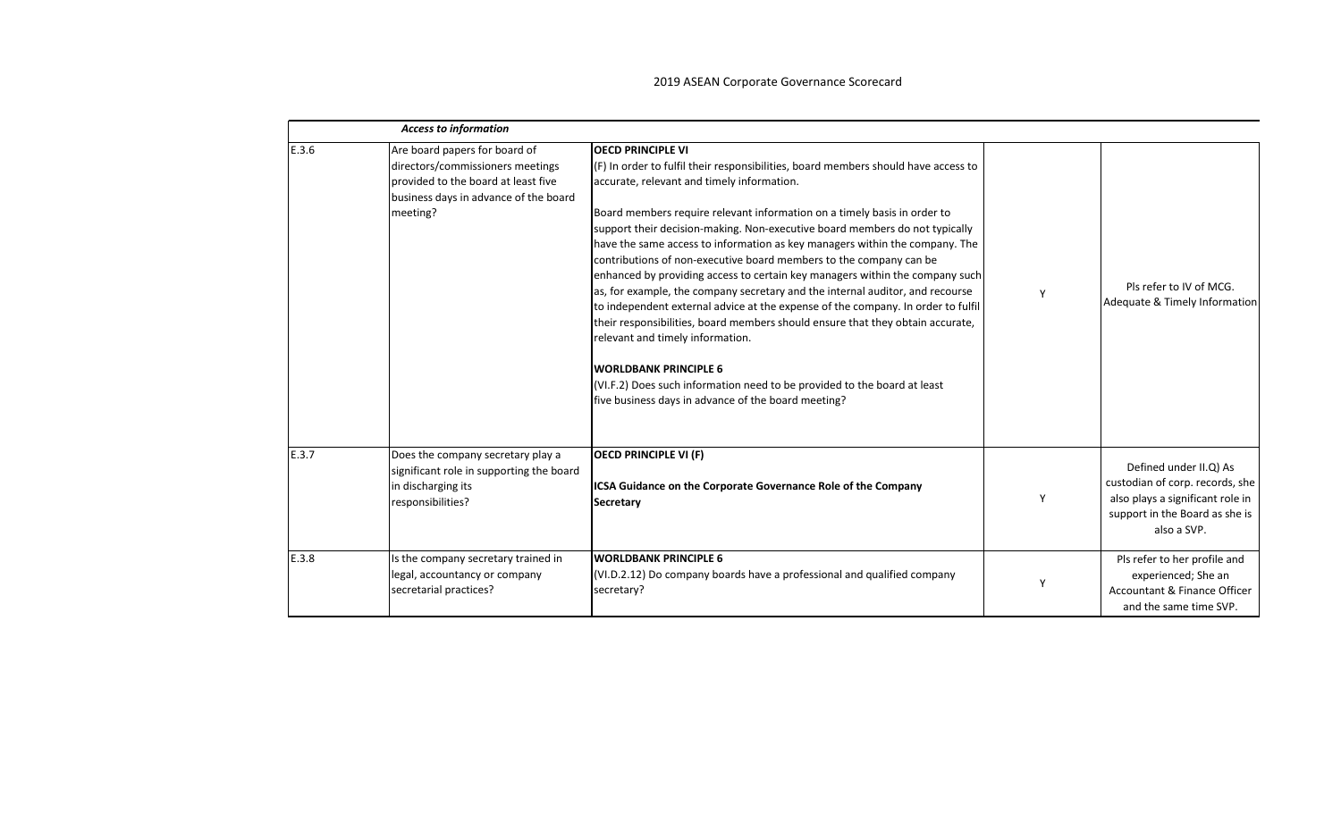2019 ASEAN Corporate Governance Scorecard

| | ***Access to information*** | | | |
|---|---|---|---|---|
| E.3.6 | Are board papers for board of directors/commissioners meetings provided to the board at least five business days in advance of the board meeting? | **OECD PRINCIPLE VI**<br>(F) In order to fulfil their responsibilities, board members should have access to accurate, relevant and timely information.<br><br>Board members require relevant information on a timely basis in order to support their decision-making. Non-executive board members do not typically have the same access to information as key managers within the company. The contributions of non-executive board members to the company can be enhanced by providing access to certain key managers within the company such as, for example, the company secretary and the internal auditor, and recourse to independent external advice at the expense of the company. In order to fulfil their responsibilities, board members should ensure that they obtain accurate, relevant and timely information.<br><br>**WORLDBANK PRINCIPLE 6**<br>(VI.F.2) Does such information need to be provided to the board at least five business days in advance of the board meeting? | Y | Pls refer to IV of MCG. Adequate & Timely Information |
| E.3.7 | Does the company secretary play a significant role in supporting the board in discharging its responsibilities? | **OECD PRINCIPLE VI (F)**<br><br>**ICSA Guidance on the Corporate Governance Role of the Company Secretary** | Y | Defined under II.Q) As custodian of corp. records, she also plays a significant role in support in the Board as she is also a SVP. |
| E.3.8 | Is the company secretary trained in legal, accountancy or company secretarial practices? | **WORLDBANK PRINCIPLE 6**<br>(VI.D.2.12) Do company boards have a professional and qualified company secretary? | Y | Pls refer to her profile and experienced; She an Accountant & Finance Officer and the same time SVP. |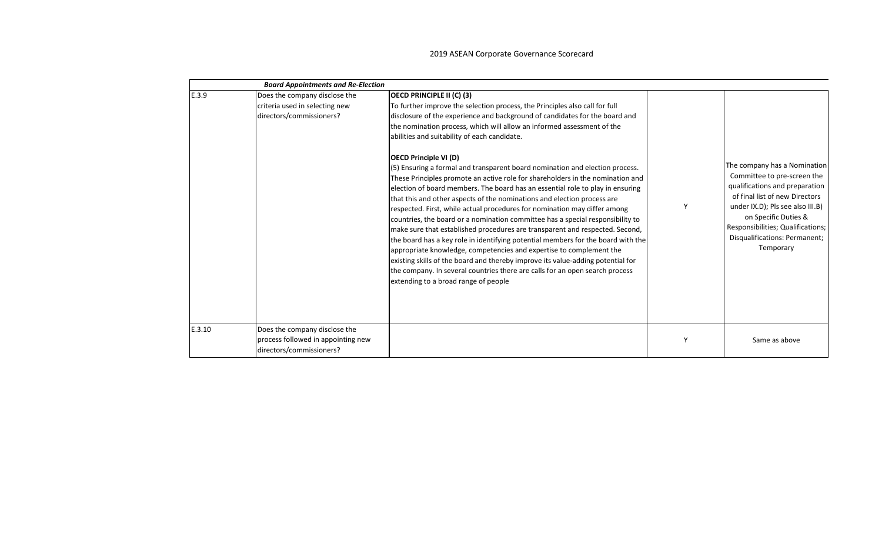2019 ASEAN Corporate Governance Scorecard

| | ***Board Appointments and Re-Election*** | | | |
|---|---|---|---|---|
| E.3.9 | Does the company disclose the criteria used in selecting new directors/commissioners? | **OECD PRINCIPLE II (C) (3)**<br>To further improve the selection process, the Principles also call for full disclosure of the experience and background of candidates for the board and the nomination process, which will allow an informed assessment of the abilities and suitability of each candidate.<br><br>**OECD Principle VI (D)**<br>(5) Ensuring a formal and transparent board nomination and election process. These Principles promote an active role for shareholders in the nomination and election of board members. The board has an essential role to play in ensuring that this and other aspects of the nominations and election process are respected. First, while actual procedures for nomination may differ among countries, the board or a nomination committee has a special responsibility to make sure that established procedures are transparent and respected. Second, the board has a key role in identifying potential members for the board with the appropriate knowledge, competencies and expertise to complement the existing skills of the board and thereby improve its value-adding potential for the company. In several countries there are calls for an open search process extending to a broad range of people | Y | The company has a Nomination Committee to pre-screen the qualifications and preparation of final list of new Directors under IX.D); Pls see also III.B) on Specific Duties & Responsibilities; Qualifications; Disqualifications: Permanent; Temporary |
| E.3.10 | Does the company disclose the process followed in appointing new directors/commissioners? | | Y | Same as above |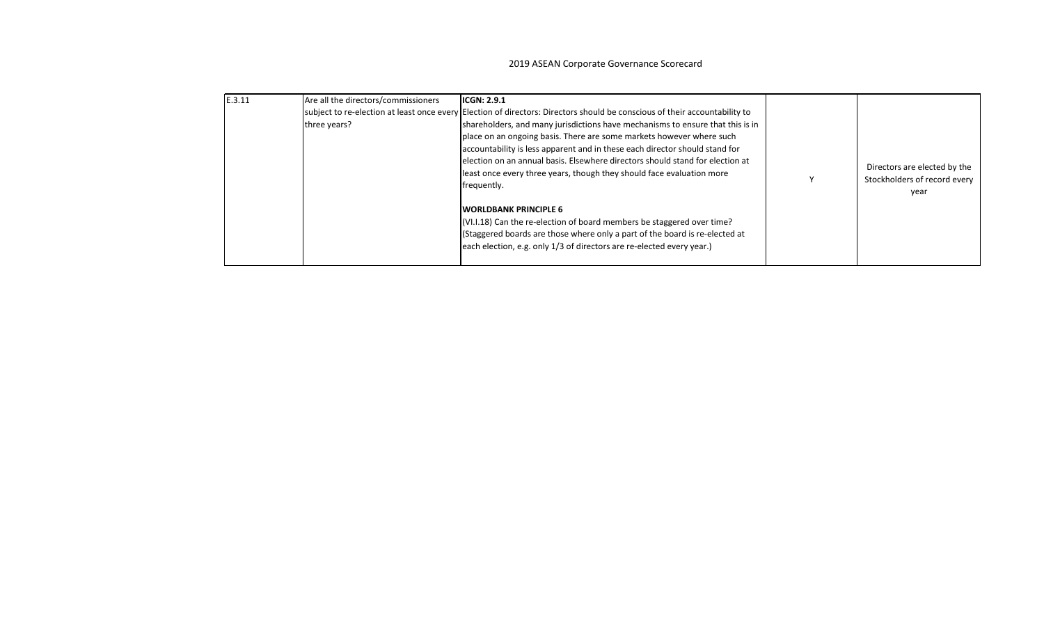2019 ASEAN Corporate Governance Scorecard

| | | | | |
|---|---|---|---|---|
| E.3.11 | Are all the directors/commissioners subject to re-election at least once every three years? | **ICGN: 2.9.1**<br>Election of directors: Directors should be conscious of their accountability to shareholders, and many jurisdictions have mechanisms to ensure that this is in place on an ongoing basis. There are some markets however where such accountability is less apparent and in these each director should stand for election on an annual basis. Elsewhere directors should stand for election at least once every three years, though they should face evaluation more frequently.<br><br>**WORLDBANK PRINCIPLE 6**<br>(VI.I.18) Can the re-election of board members be staggered over time? (Staggered boards are those where only a part of the board is re-elected at each election, e.g. only 1/3 of directors are re-elected every year.) | Y | Directors are elected by the Stockholders of record every year |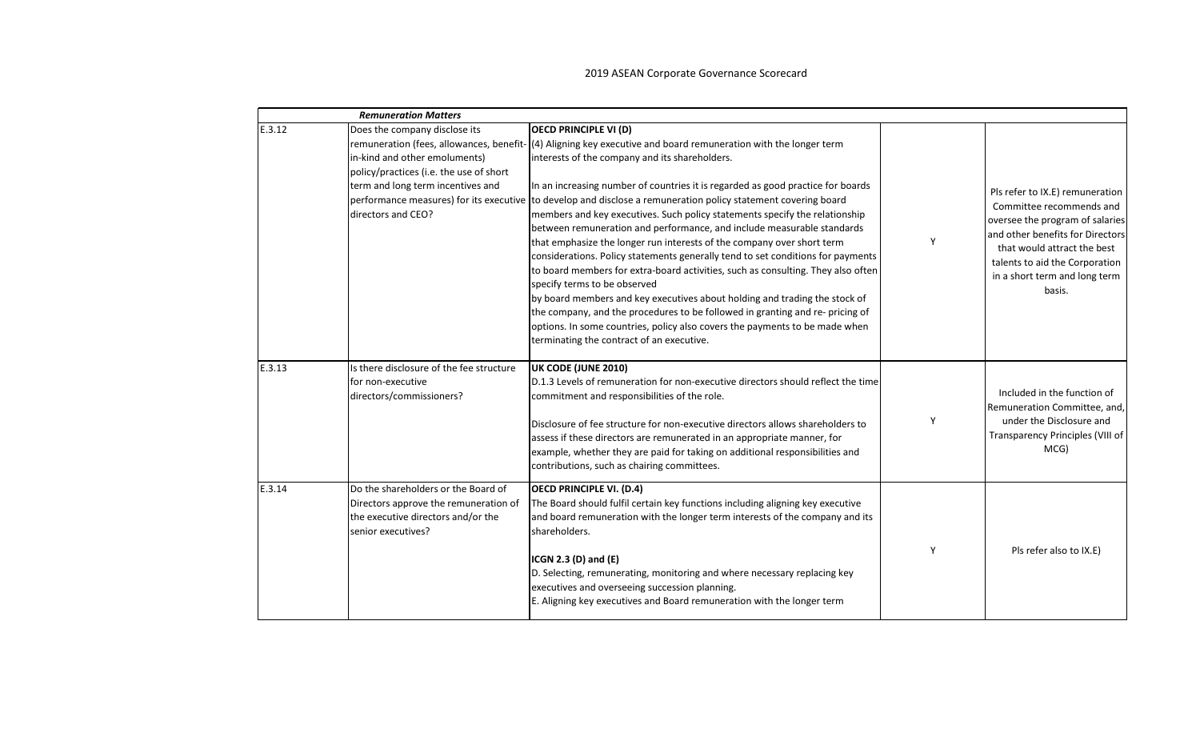2019 ASEAN Corporate Governance Scorecard

| | ***Remuneration Matters*** | | | |
|---|---|---|---|---|
| E.3.12 | Does the company disclose its remuneration (fees, allowances, benefit-in-kind and other emoluments) policy/practices (i.e. the use of short term and long term incentives and performance measures) for its executive directors and CEO? | **OECD PRINCIPLE VI (D)**<br>(4) Aligning key executive and board remuneration with the longer term interests of the company and its shareholders.<br><br>In an increasing number of countries it is regarded as good practice for boards to develop and disclose a remuneration policy statement covering board members and key executives. Such policy statements specify the relationship between remuneration and performance, and include measurable standards that emphasize the longer run interests of the company over short term considerations. Policy statements generally tend to set conditions for payments to board members for extra-board activities, such as consulting. They also often specify terms to be observed by board members and key executives about holding and trading the stock of the company, and the procedures to be followed in granting and re- pricing of options. In some countries, policy also covers the payments to be made when terminating the contract of an executive. | Y | Pls refer to IX.E) remuneration Committee recommends and oversee the program of salaries and other benefits for Directors that would attract the best talents to aid the Corporation in a short term and long term basis. |
| E.3.13 | Is there disclosure of the fee structure for non-executive directors/commissioners? | **UK CODE (JUNE 2010)**<br>D.1.3 Levels of remuneration for non-executive directors should reflect the time commitment and responsibilities of the role.<br><br>Disclosure of fee structure for non-executive directors allows shareholders to assess if these directors are remunerated in an appropriate manner, for example, whether they are paid for taking on additional responsibilities and contributions, such as chairing committees. | Y | Included in the function of Remuneration Committee, and, under the Disclosure and Transparency Principles (VIII of MCG) |
| E.3.14 | Do the shareholders or the Board of Directors approve the remuneration of the executive directors and/or the senior executives? | **OECD PRINCIPLE VI. (D.4)**<br>The Board should fulfil certain key functions including aligning key executive and board remuneration with the longer term interests of the company and its shareholders.<br><br>**ICGN 2.3 (D) and (E)**<br>D. Selecting, remunerating, monitoring and where necessary replacing key executives and overseeing succession planning.<br>E. Aligning key executives and Board remuneration with the longer term | Y | Pls refer also to IX.E) |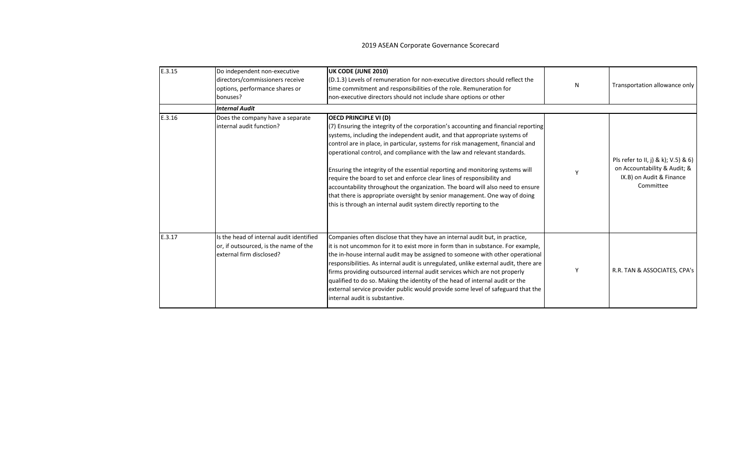2019 ASEAN Corporate Governance Scorecard

| | | | | |
|---|---|---|---|---|
| E.3.15 | Do independent non-executive directors/commissioners receive options, performance shares or bonuses? | **UK CODE (JUNE 2010)**<br>(D.1.3) Levels of remuneration for non-executive directors should reflect the time commitment and responsibilities of the role. Remuneration for non-executive directors should not include share options or other | N | Transportation allowance only |
| | ***Internal Audit*** | | | |
| E.3.16 | Does the company have a separate internal audit function? | **OECD PRINCIPLE VI (D)**<br>(7) Ensuring the integrity of the corporation's accounting and financial reporting systems, including the independent audit, and that appropriate systems of control are in place, in particular, systems for risk management, financial and operational control, and compliance with the law and relevant standards.<br><br>Ensuring the integrity of the essential reporting and monitoring systems will require the board to set and enforce clear lines of responsibility and accountability throughout the organization. The board will also need to ensure that there is appropriate oversight by senior management. One way of doing this is through an internal audit system directly reporting to the | Y | Pls refer to II, j) & k); V.5) & 6) on Accountability & Audit; & IX.B) on Audit & Finance Committee |
| E.3.17 | Is the head of internal audit identified or, if outsourced, is the name of the external firm disclosed? | Companies often disclose that they have an internal audit but, in practice, it is not uncommon for it to exist more in form than in substance. For example, the in-house internal audit may be assigned to someone with other operational responsibilities. As internal audit is unregulated, unlike external audit, there are firms providing outsourced internal audit services which are not properly qualified to do so. Making the identity of the head of internal audit or the external service provider public would provide some level of safeguard that the internal audit is substantive. | Y | R.R. TAN & ASSOCIATES, CPA's |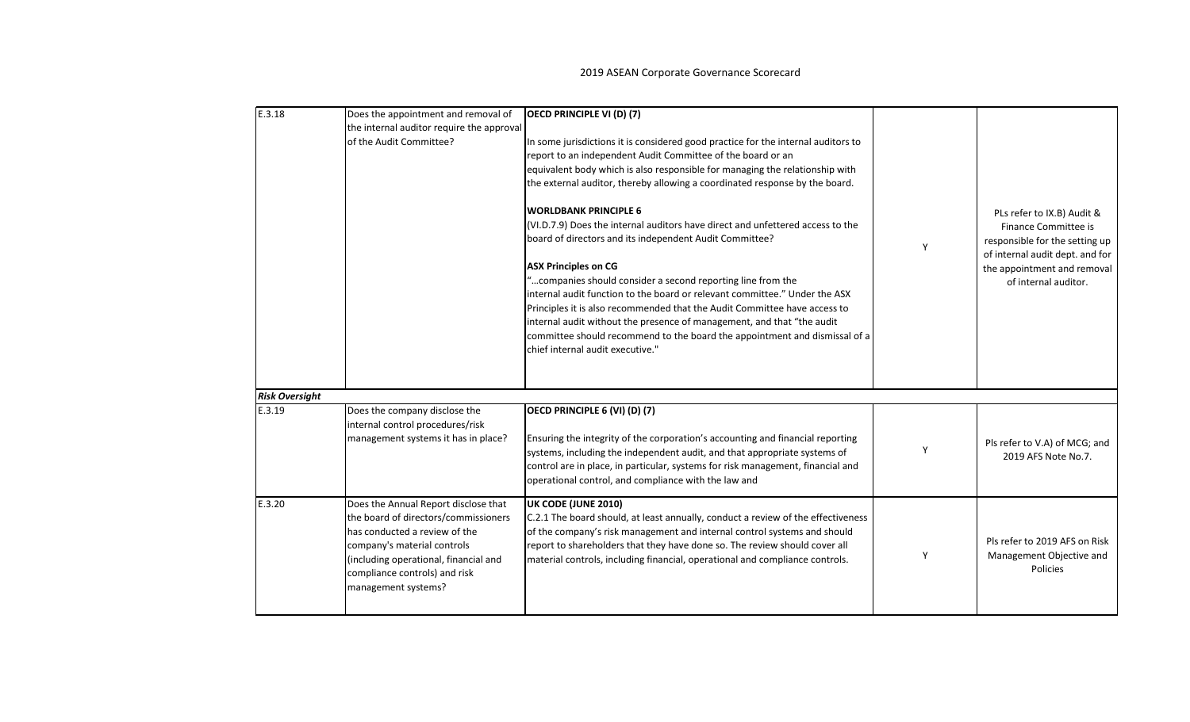2019 ASEAN Corporate Governance Scorecard

| | | | | |
|---|---|---|---|---|
| E.3.18 | Does the appointment and removal of the internal auditor require the approval of the Audit Committee? | **OECD PRINCIPLE VI (D) (7)**<br><br>In some jurisdictions it is considered good practice for the internal auditors to report to an independent Audit Committee of the board or an equivalent body which is also responsible for managing the relationship with the external auditor, thereby allowing a coordinated response by the board.<br><br>**WORLDBANK PRINCIPLE 6**<br>(VI.D.7.9) Does the internal auditors have direct and unfettered access to the board of directors and its independent Audit Committee?<br><br>**ASX Principles on CG**<br>"…companies should consider a second reporting line from the internal audit function to the board or relevant committee." Under the ASX Principles it is also recommended that the Audit Committee have access to internal audit without the presence of management, and that "the audit committee should recommend to the board the appointment and dismissal of a chief internal audit executive." | Y | PLs refer to IX.B) Audit & Finance Committee is responsible for the setting up of internal audit dept. and for the appointment and removal of internal auditor. |
| ***Risk Oversight*** | | | | |
| E.3.19 | Does the company disclose the internal control procedures/risk management systems it has in place? | **OECD PRINCIPLE 6 (VI) (D) (7)**<br><br>Ensuring the integrity of the corporation's accounting and financial reporting systems, including the independent audit, and that appropriate systems of control are in place, in particular, systems for risk management, financial and operational control, and compliance with the law and | Y | Pls refer to V.A) of MCG; and 2019 AFS Note No.7. |
| E.3.20 | Does the Annual Report disclose that the board of directors/commissioners has conducted a review of the company's material controls (including operational, financial and compliance controls) and risk management systems? | **UK CODE (JUNE 2010)**<br>C.2.1 The board should, at least annually, conduct a review of the effectiveness of the company's risk management and internal control systems and should report to shareholders that they have done so. The review should cover all material controls, including financial, operational and compliance controls. | Y | Pls refer to 2019 AFS on Risk Management Objective and Policies |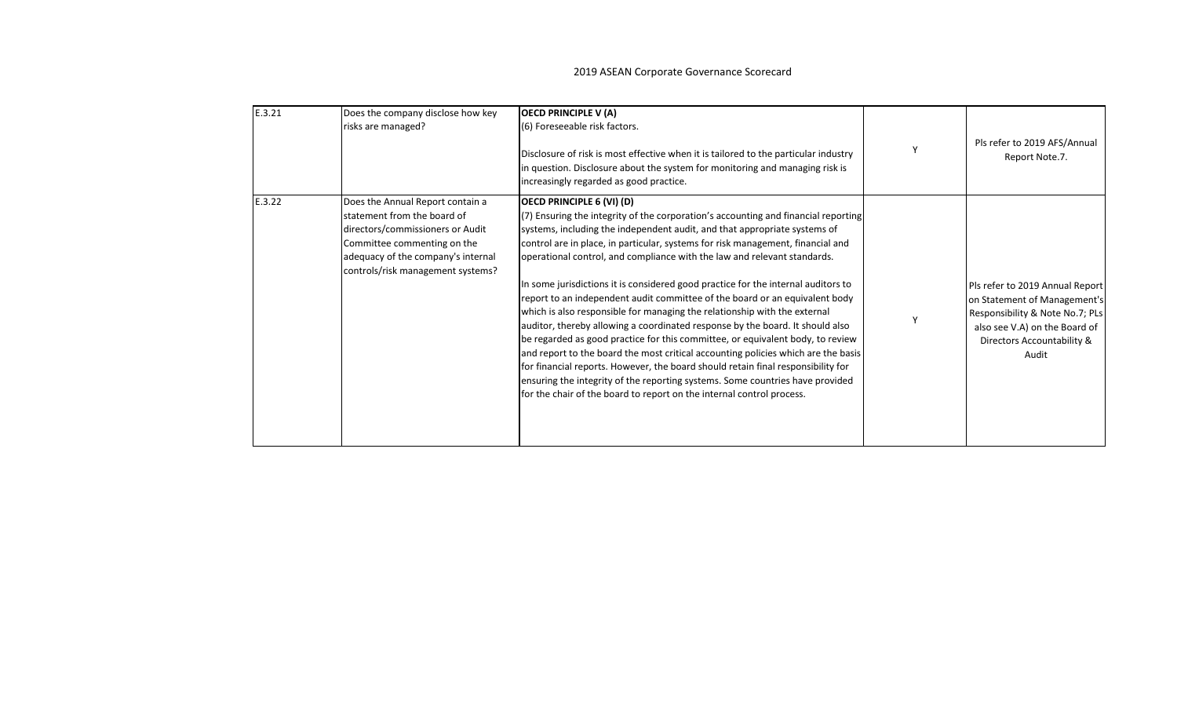2019 ASEAN Corporate Governance Scorecard

| | | | | |
|---|---|---|---|---|
| E.3.21 | Does the company disclose how key risks are managed? | **OECD PRINCIPLE V (A)**<br>(6) Foreseeable risk factors.<br><br>Disclosure of risk is most effective when it is tailored to the particular industry in question. Disclosure about the system for monitoring and managing risk is increasingly regarded as good practice. | Y | Pls refer to 2019 AFS/Annual Report Note.7. |
| E.3.22 | Does the Annual Report contain a statement from the board of directors/commissioners or Audit Committee commenting on the adequacy of the company's internal controls/risk management systems? | **OECD PRINCIPLE 6 (VI) (D)**<br>(7) Ensuring the integrity of the corporation's accounting and financial reporting systems, including the independent audit, and that appropriate systems of control are in place, in particular, systems for risk management, financial and operational control, and compliance with the law and relevant standards.<br><br>In some jurisdictions it is considered good practice for the internal auditors to report to an independent audit committee of the board or an equivalent body which is also responsible for managing the relationship with the external auditor, thereby allowing a coordinated response by the board. It should also be regarded as good practice for this committee, or equivalent body, to review and report to the board the most critical accounting policies which are the basis for financial reports. However, the board should retain final responsibility for ensuring the integrity of the reporting systems. Some countries have provided for the chair of the board to report on the internal control process. | Y | Pls refer to 2019 Annual Report on Statement of Management's Responsibility & Note No.7; PLs also see V.A) on the Board of Directors Accountability & Audit |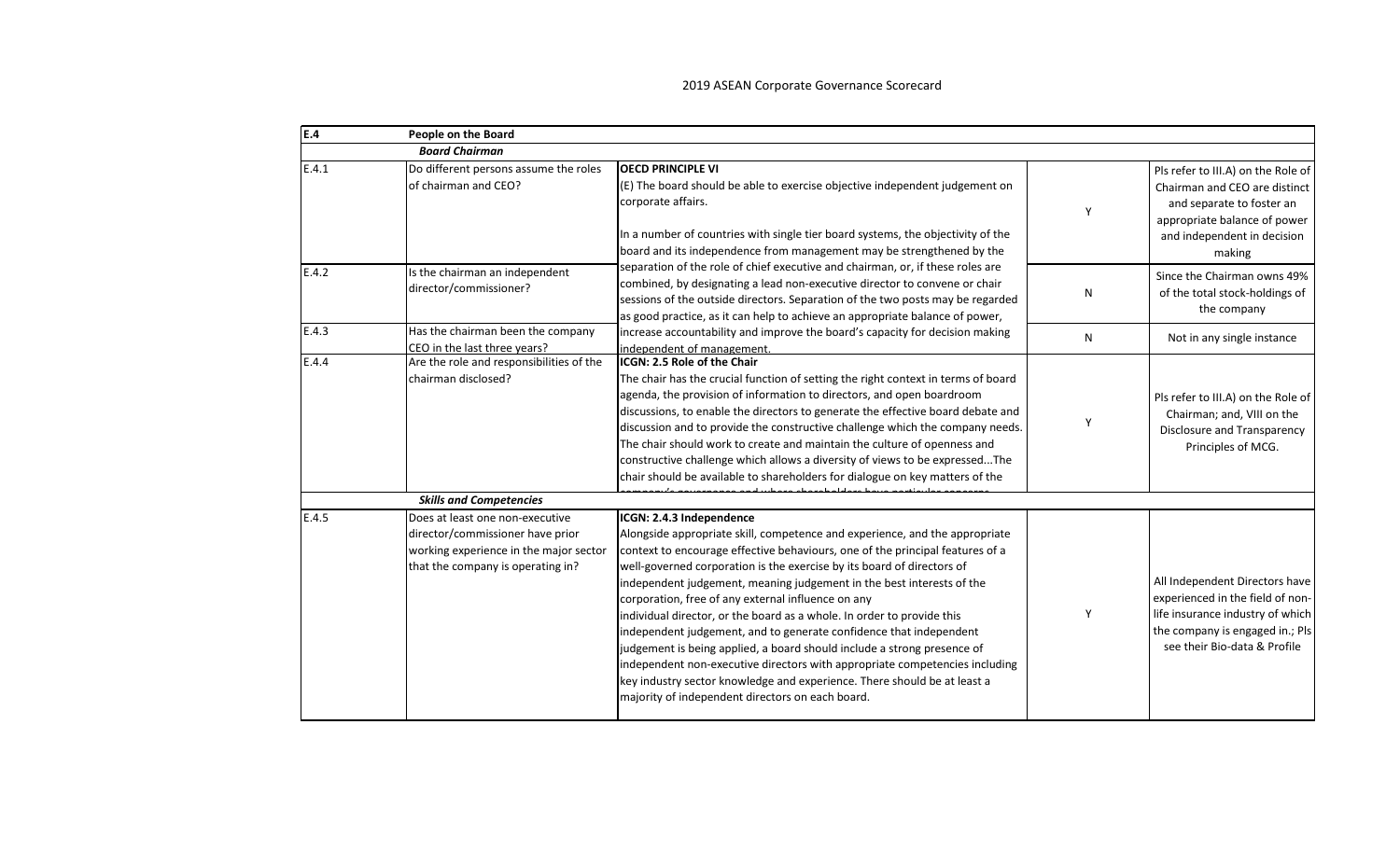2019 ASEAN Corporate Governance Scorecard

| E.4 | People on the Board | | | |
|---|---|---|---|---|
| | ***Board Chairman*** | | | |
| E.4.1 | Do different persons assume the roles of chairman and CEO? | **OECD PRINCIPLE VI**<br>(E) The board should be able to exercise objective independent judgement on corporate affairs.<br><br>In a number of countries with single tier board systems, the objectivity of the board and its independence from management may be strengthened by the separation of the role of chief executive and chairman, or, if these roles are combined, by designating a lead non-executive director to convene or chair sessions of the outside directors. Separation of the two posts may be regarded as good practice, as it can help to achieve an appropriate balance of power, increase accountability and improve the board's capacity for decision making independent of management. | Y | Pls refer to III.A) on the Role of Chairman and CEO are distinct and separate to foster an appropriate balance of power and independent in decision making |
| E.4.2 | Is the chairman an independent director/commissioner? | | N | Since the Chairman owns 49% of the total stock-holdings of the company |
| E.4.3 | Has the chairman been the company CEO in the last three years? | | N | Not in any single instance |
| E.4.4 | Are the role and responsibilities of the chairman disclosed? | **ICGN: 2.5 Role of the Chair**<br>The chair has the crucial function of setting the right context in terms of board agenda, the provision of information to directors, and open boardroom discussions, to enable the directors to generate the effective board debate and discussion and to provide the constructive challenge which the company needs. The chair should work to create and maintain the culture of openness and constructive challenge which allows a diversity of views to be expressed...The chair should be available to shareholders for dialogue on key matters of the company's governance and where shareholders have particular concerns | Y | Pls refer to III.A) on the Role of Chairman; and, VIII on the Disclosure and Transparency Principles of MCG. |
| | ***Skills and Competencies*** | | | |
| E.4.5 | Does at least one non-executive director/commissioner have prior working experience in the major sector that the company is operating in? | **ICGN: 2.4.3 Independence**<br>Alongside appropriate skill, competence and experience, and the appropriate context to encourage effective behaviours, one of the principal features of a well-governed corporation is the exercise by its board of directors of independent judgement, meaning judgement in the best interests of the corporation, free of any external influence on any individual director, or the board as a whole. In order to provide this independent judgement, and to generate confidence that independent judgement is being applied, a board should include a strong presence of independent non-executive directors with appropriate competencies including key industry sector knowledge and experience. There should be at least a majority of independent directors on each board. | Y | All Independent Directors have experienced in the field of non-life insurance industry of which the company is engaged in.; Pls see their Bio-data & Profile |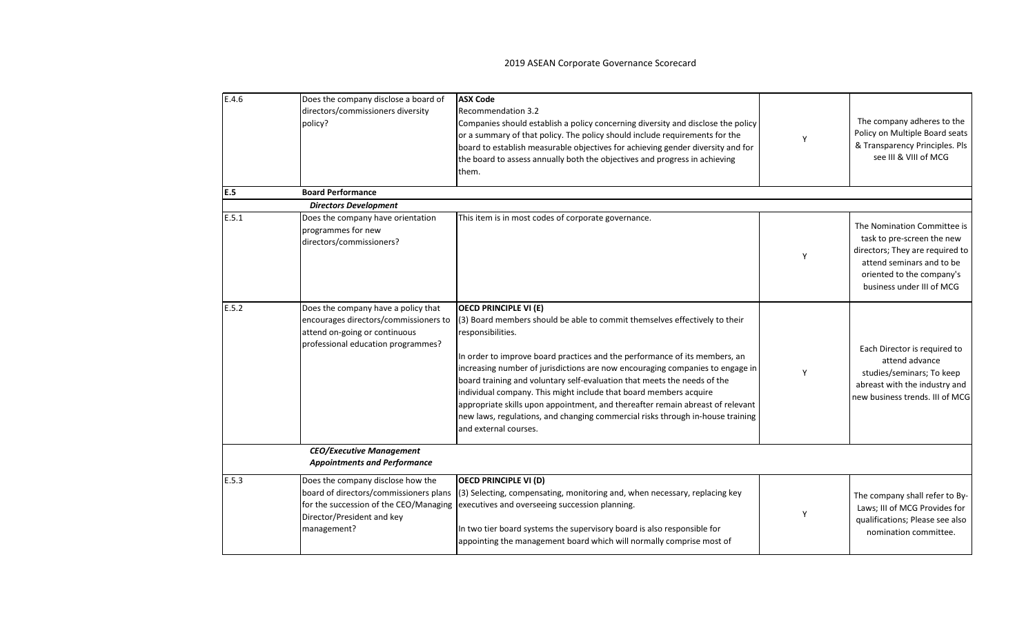| | | | | |
|---|---|---|---|---|
| E.4.6 | Does the company disclose a board of directors/commissioners diversity policy? | **ASX Code**<br>Recommendation 3.2<br>Companies should establish a policy concerning diversity and disclose the policy or a summary of that policy. The policy should include requirements for the board to establish measurable objectives for achieving gender diversity and for the board to assess annually both the objectives and progress in achieving them. | Y | The company adheres to the Policy on Multiple Board seats & Transparency Principles. Pls see III & VIII of MCG |
| **E.5** | **Board Performance** | | | |
| | ***Directors Development*** | | | |
| E.5.1 | Does the company have orientation programmes for new directors/commissioners? | This item is in most codes of corporate governance. | Y | The Nomination Committee is task to pre-screen the new directors; They are required to attend seminars and to be oriented to the company's business under III of MCG |
| E.5.2 | Does the company have a policy that encourages directors/commissioners to attend on-going or continuous professional education programmes? | **OECD PRINCIPLE VI (E)**<br>(3) Board members should be able to commit themselves effectively to their responsibilities.<br><br>In order to improve board practices and the performance of its members, an increasing number of jurisdictions are now encouraging companies to engage in board training and voluntary self-evaluation that meets the needs of the individual company. This might include that board members acquire appropriate skills upon appointment, and thereafter remain abreast of relevant new laws, regulations, and changing commercial risks through in-house training and external courses. | Y | Each Director is required to attend advance studies/seminars; To keep abreast with the industry and new business trends. III of MCG |
| | ***CEO/Executive Management Appointments and Performance*** | | | |
| E.5.3 | Does the company disclose how the board of directors/commissioners plans for the succession of the CEO/Managing Director/President and key management? | **OECD PRINCIPLE VI (D)**<br>(3) Selecting, compensating, monitoring and, when necessary, replacing key executives and overseeing succession planning.<br><br>In two tier board systems the supervisory board is also responsible for appointing the management board which will normally comprise most of | Y | The company shall refer to By-Laws; III of MCG Provides for qualifications; Please see also nomination committee. |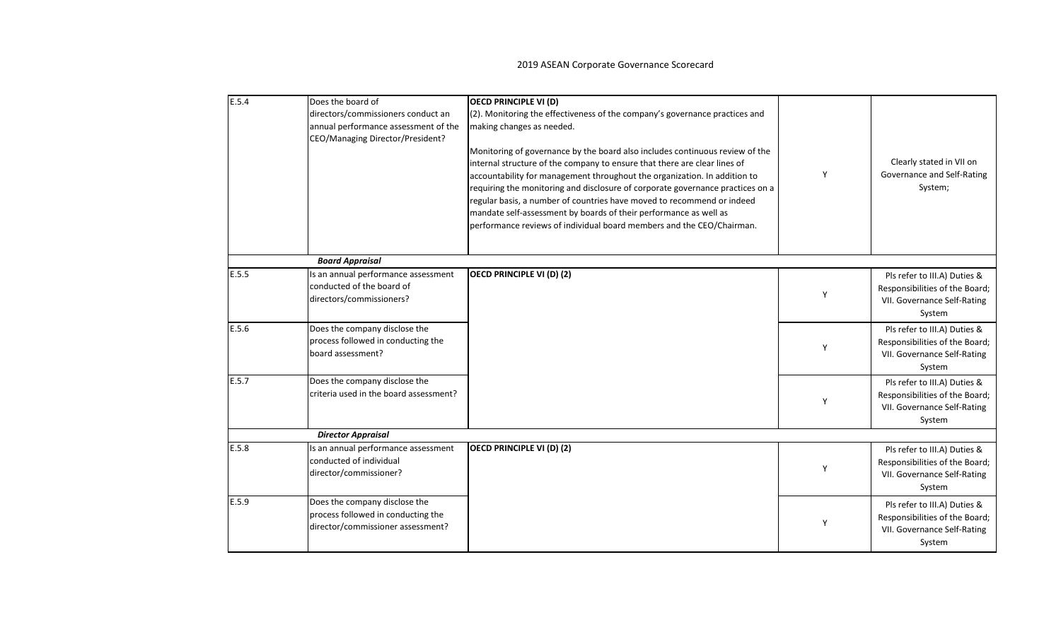2019 ASEAN Corporate Governance Scorecard

| | | | | |
|---|---|---|---|---|
| E.5.4 | Does the board of directors/commissioners conduct an annual performance assessment of the CEO/Managing Director/President? | **OECD PRINCIPLE VI (D)**<br>(2). Monitoring the effectiveness of the company's governance practices and making changes as needed.<br><br>Monitoring of governance by the board also includes continuous review of the internal structure of the company to ensure that there are clear lines of accountability for management throughout the organization. In addition to requiring the monitoring and disclosure of corporate governance practices on a regular basis, a number of countries have moved to recommend or indeed mandate self-assessment by boards of their performance as well as performance reviews of individual board members and the CEO/Chairman. | Y | Clearly stated in VII on Governance and Self-Rating System; |
| | ***Board Appraisal*** | | | |
| E.5.5 | Is an annual performance assessment conducted of the board of directors/commissioners? | **OECD PRINCIPLE VI (D) (2)** | Y | Pls refer to III.A) Duties & Responsibilities of the Board; VII. Governance Self-Rating System |
| E.5.6 | Does the company disclose the process followed in conducting the board assessment? | | Y | Pls refer to III.A) Duties & Responsibilities of the Board; VII. Governance Self-Rating System |
| E.5.7 | Does the company disclose the criteria used in the board assessment? | | Y | Pls refer to III.A) Duties & Responsibilities of the Board; VII. Governance Self-Rating System |
| | ***Director Appraisal*** | | | |
| E.5.8 | Is an annual performance assessment conducted of individual director/commissioner? | **OECD PRINCIPLE VI (D) (2)** | Y | Pls refer to III.A) Duties & Responsibilities of the Board; VII. Governance Self-Rating System |
| E.5.9 | Does the company disclose the process followed in conducting the director/commissioner assessment? | | Y | Pls refer to III.A) Duties & Responsibilities of the Board; VII. Governance Self-Rating System |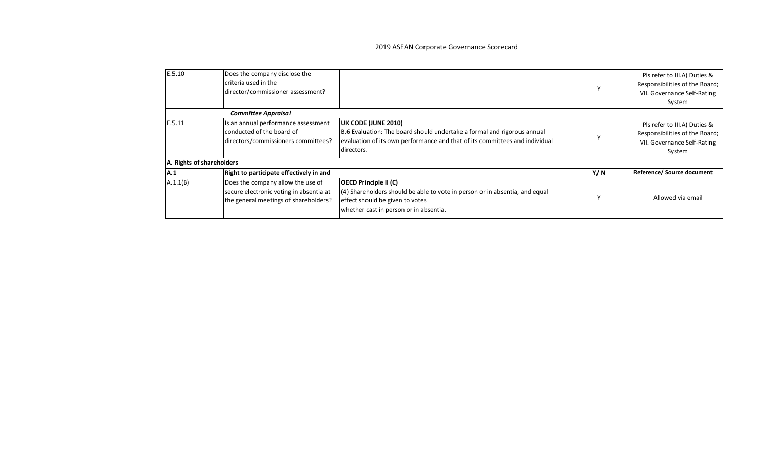2019 ASEAN Corporate Governance Scorecard

| | | | | |
|---|---|---|---|---|
| E.5.10 | Does the company disclose the criteria used in the director/commissioner assessment? | | Y | Pls refer to III.A) Duties & Responsibilities of the Board; VII. Governance Self-Rating System |
| | ***Committee Appraisal*** | | | |
| E.5.11 | Is an annual performance assessment conducted of the board of directors/commissioners committees? | **UK CODE (JUNE 2010)** B.6 Evaluation: The board should undertake a formal and rigorous annual evaluation of its own performance and that of its committees and individual directors. | Y | Pls refer to III.A) Duties & Responsibilities of the Board; VII. Governance Self-Rating System |
| **A. Rights of shareholders** | | | | |
| **A.1** | **Right to participate effectively in and** | | **Y/ N** | **Reference/ Source document** |
| A.1.1(B) | Does the company allow the use of secure electronic voting in absentia at the general meetings of shareholders? | **OECD Principle II (C)** (4) Shareholders should be able to vote in person or in absentia, and equal effect should be given to votes whether cast in person or in absentia. | Y | Allowed via email |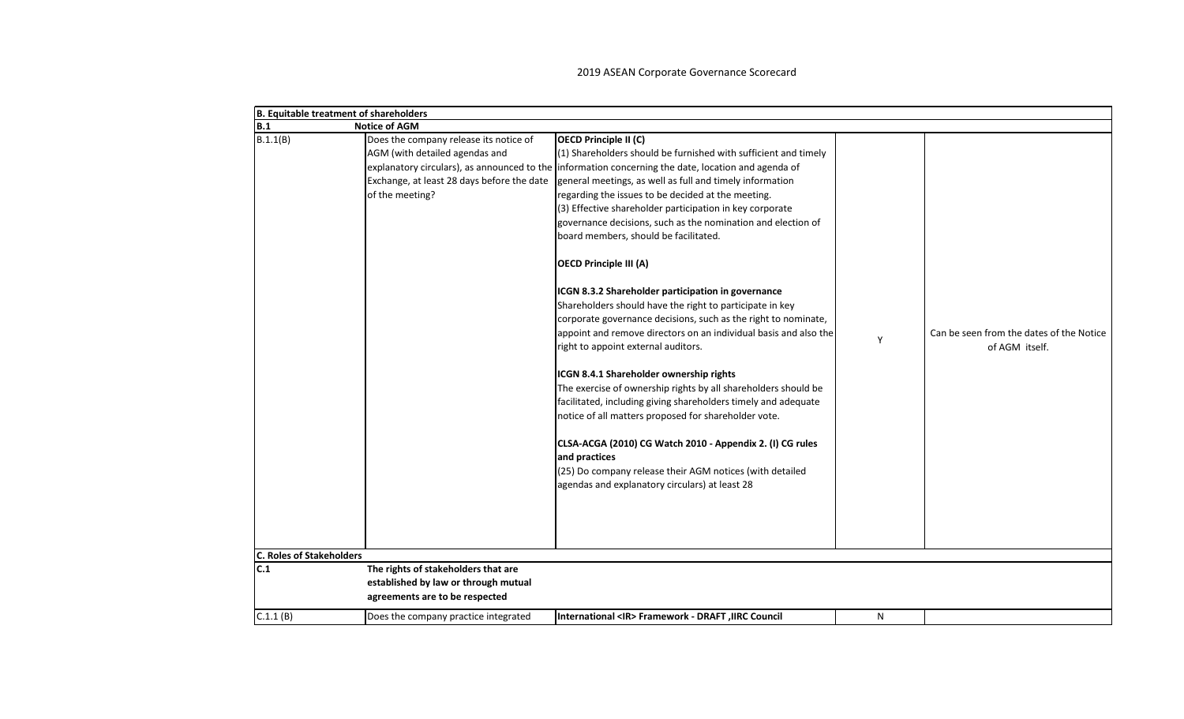2019 ASEAN Corporate Governance Scorecard

| B. Equitable treatment of shareholders | | | | |
|---|---|---|---|---|
| **B.1** | **Notice of AGM** | | | |
| B.1.1(B) | Does the company release its notice of AGM (with detailed agendas and explanatory circulars), as announced to the Exchange, at least 28 days before the date of the meeting? | **OECD Principle II (C)**<br>(1) Shareholders should be furnished with sufficient and timely information concerning the date, location and agenda of general meetings, as well as full and timely information regarding the issues to be decided at the meeting.<br>(3) Effective shareholder participation in key corporate governance decisions, such as the nomination and election of board members, should be facilitated.<br><br>**OECD Principle III (A)**<br><br>**ICGN 8.3.2 Shareholder participation in governance**<br>Shareholders should have the right to participate in key corporate governance decisions, such as the right to nominate, appoint and remove directors on an individual basis and also the right to appoint external auditors.<br><br>**ICGN 8.4.1 Shareholder ownership rights**<br>The exercise of ownership rights by all shareholders should be facilitated, including giving shareholders timely and adequate notice of all matters proposed for shareholder vote.<br><br>**CLSA-ACGA (2010) CG Watch 2010 - Appendix 2. (I) CG rules and practices**<br>(25) Do company release their AGM notices (with detailed agendas and explanatory circulars) at least 28 | Y | Can be seen from the dates of the Notice of AGM itself. |
| **C. Roles of Stakeholders** | | | | |
| **C.1** | **The rights of stakeholders that are established by law or through mutual agreements are to be respected** | | | |
| C.1.1 (B) | Does the company practice integrated | **International <IR> Framework - DRAFT ,IIRC Council** | N | |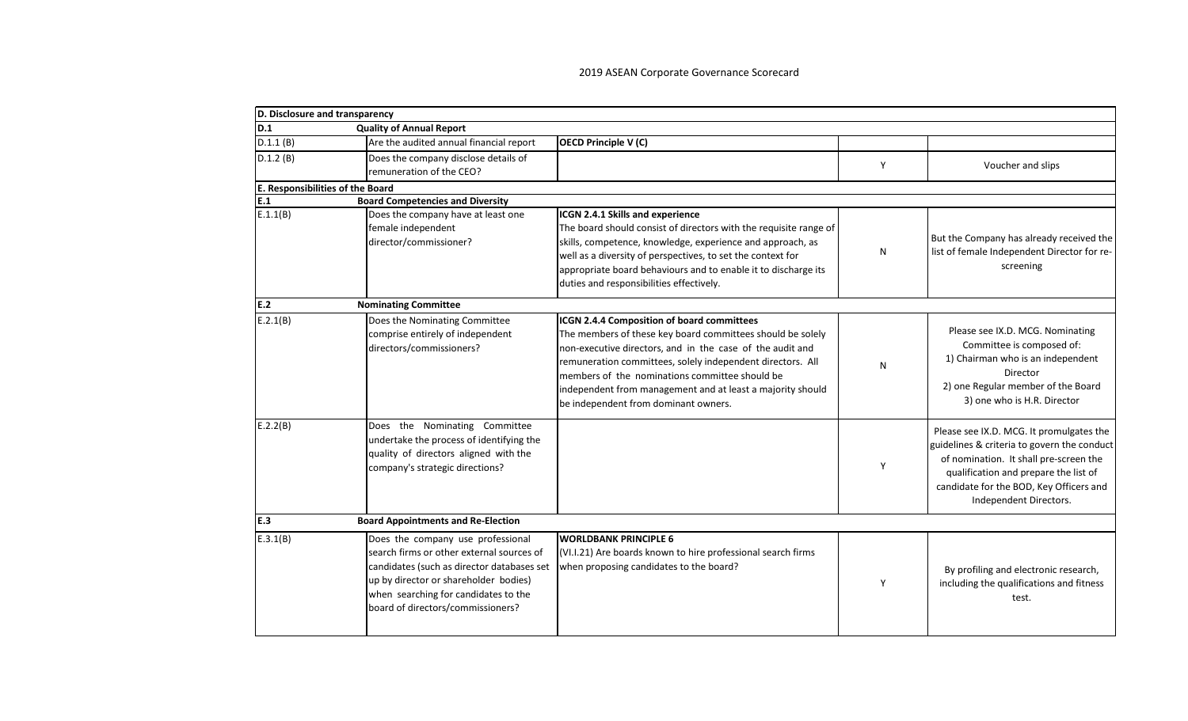# 2019 ASEAN Corporate Governance Scorecard

| | | | | |
|---|---|---|---|---|
| **D. Disclosure and transparency** | | | | |
| **D.1** | **Quality of Annual Report** | | | |
| D.1.1 (B) | Are the audited annual financial report | **OECD Principle V (C)** | | |
| D.1.2 (B) | Does the company disclose details of remuneration of the CEO? | | Y | Voucher and slips |
| **E. Responsibilities of the Board** | | | | |
| **E.1** | **Board Competencies and Diversity** | | | |
| E.1.1(B) | Does the company have at least one female independent director/commissioner? | **ICGN 2.4.1 Skills and experience** The board should consist of directors with the requisite range of skills, competence, knowledge, experience and approach, as well as a diversity of perspectives, to set the context for appropriate board behaviours and to enable it to discharge its duties and responsibilities effectively. | N | But the Company has already received the list of female Independent Director for re-screening |
| **E.2** | **Nominating Committee** | | | |
| E.2.1(B) | Does the Nominating Committee comprise entirely of independent directors/commissioners? | **ICGN 2.4.4 Composition of board committees** The members of these key board committees should be solely non-executive directors, and in the case of the audit and remuneration committees, solely independent directors. All members of the nominations committee should be independent from management and at least a majority should be independent from dominant owners. | N | Please see IX.D. MCG. Nominating Committee is composed of: 1) Chairman who is an independent Director 2) one Regular member of the Board 3) one who is H.R. Director |
| E.2.2(B) | Does the Nominating Committee undertake the process of identifying the quality of directors aligned with the company's strategic directions? | | Y | Please see IX.D. MCG. It promulgates the guidelines & criteria to govern the conduct of nomination. It shall pre-screen the qualification and prepare the list of candidate for the BOD, Key Officers and Independent Directors. |
| **E.3** | **Board Appointments and Re-Election** | | | |
| E.3.1(B) | Does the company use professional search firms or other external sources of candidates (such as director databases set up by director or shareholder bodies) when searching for candidates to the board of directors/commissioners? | **WORLDBANK PRINCIPLE 6** (VI.I.21) Are boards known to hire professional search firms when proposing candidates to the board? | Y | By profiling and electronic research, including the qualifications and fitness test. |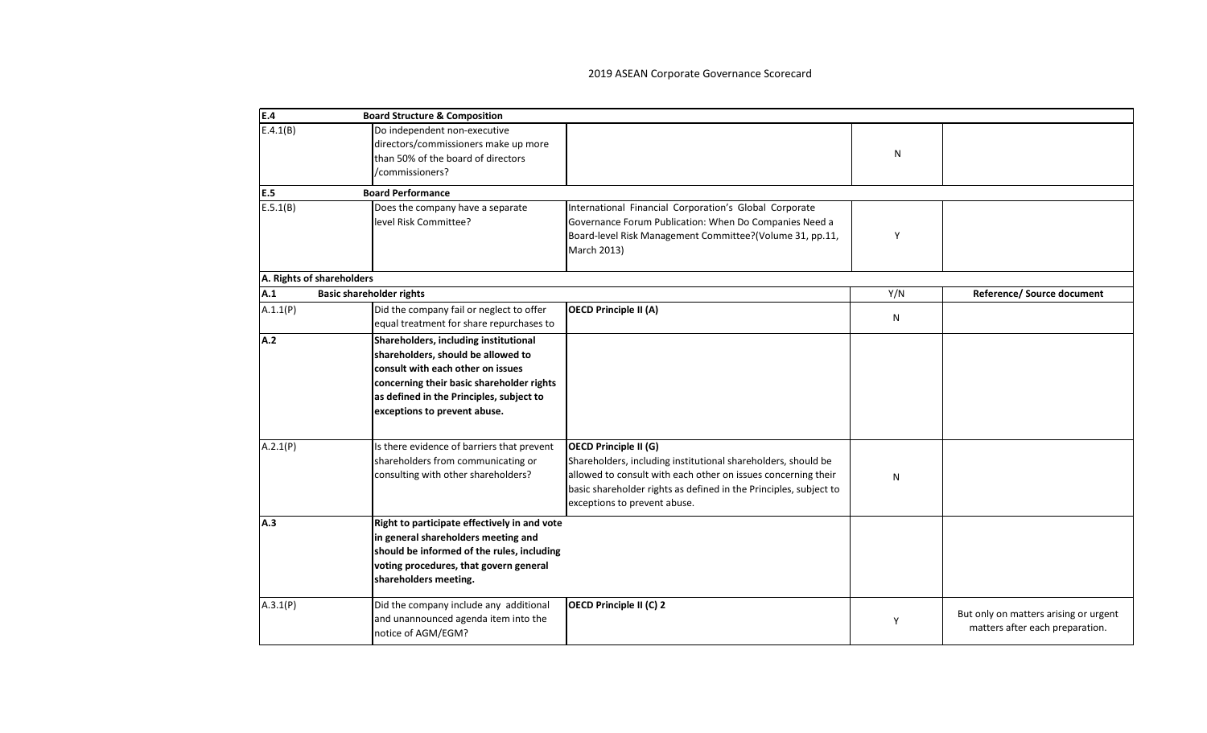2019 ASEAN Corporate Governance Scorecard

| | | | | |
|---|---|---|---|---|
| **E.4** | **Board Structure & Composition** | | | |
| E.4.1(B) | Do independent non-executive directors/commissioners make up more than 50% of the board of directors /commissioners? | | N | |
| **E.5** | **Board Performance** | | | |
| E.5.1(B) | Does the company have a separate level Risk Committee? | International Financial Corporation's Global Corporate Governance Forum Publication: When Do Companies Need a Board-level Risk Management Committee?(Volume 31, pp.11, March 2013) | Y | |
| **A. Rights of shareholders** | | | | |
| **A.1** | **Basic shareholder rights** | | **Y/N** | **Reference/ Source document** |
| A.1.1(P) | Did the company fail or neglect to offer equal treatment for share repurchases to | **OECD Principle II (A)** | N | |
| **A.2** | **Shareholders, including institutional shareholders, should be allowed to consult with each other on issues concerning their basic shareholder rights as defined in the Principles, subject to exceptions to prevent abuse.** | | | |
| A.2.1(P) | Is there evidence of barriers that prevent shareholders from communicating or consulting with other shareholders? | **OECD Principle II (G)** Shareholders, including institutional shareholders, should be allowed to consult with each other on issues concerning their basic shareholder rights as defined in the Principles, subject to exceptions to prevent abuse. | N | |
| **A.3** | **Right to participate effectively in and vote in general shareholders meeting and should be informed of the rules, including voting procedures, that govern general shareholders meeting.** | | | |
| A.3.1(P) | Did the company include any additional and unannounced agenda item into the notice of AGM/EGM? | **OECD Principle II (C) 2** | Y | But only on matters arising or urgent matters after each preparation. |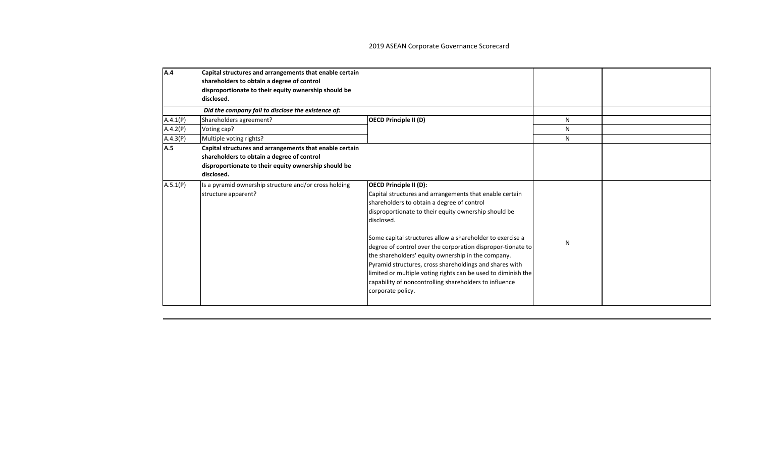| | | | | |
|---|---|---|---|---|
| **A.4** | **Capital structures and arrangements that enable certain shareholders to obtain a degree of control disproportionate to their equity ownership should be disclosed.** | | | |
| | ***Did the company fail to disclose the existence of:*** | | | |
| A.4.1(P) | Shareholders agreement? | **OECD Principle II (D)** | N | |
| A.4.2(P) | Voting cap? | | N | |
| A.4.3(P) | Multiple voting rights? | | N | |
| **A.5** | **Capital structures and arrangements that enable certain shareholders to obtain a degree of control disproportionate to their equity ownership should be disclosed.** | | | |
| A.5.1(P) | Is a pyramid ownership structure and/or cross holding structure apparent? | **OECD Principle II (D):**<br>Capital structures and arrangements that enable certain shareholders to obtain a degree of control disproportionate to their equity ownership should be disclosed.<br><br>Some capital structures allow a shareholder to exercise a degree of control over the corporation dispropor-tionate to the shareholders' equity ownership in the company. Pyramid structures, cross shareholdings and shares with limited or multiple voting rights can be used to diminish the capability of noncontrolling shareholders to influence corporate policy. | N | |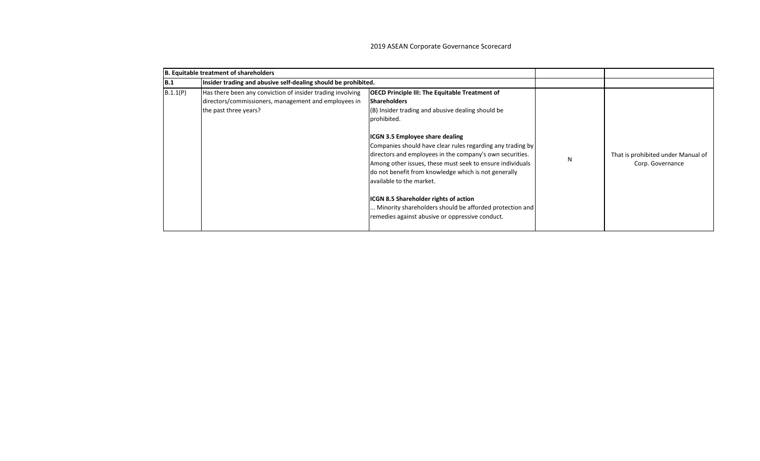2019 ASEAN Corporate Governance Scorecard

| B. Equitable treatment of shareholders | | | | |
|---|---|---|---|---|
| **B.1** | **Insider trading and abusive self-dealing should be prohibited.** | | | |
| B.1.1(P) | Has there been any conviction of insider trading involving directors/commissioners, management and employees in the past three years? | **OECD Principle III: The Equitable Treatment of Shareholders**<br>(B) Insider trading and abusive dealing should be prohibited.<br><br>**ICGN 3.5 Employee share dealing**<br>Companies should have clear rules regarding any trading by directors and employees in the company's own securities. Among other issues, these must seek to ensure individuals do not benefit from knowledge which is not generally available to the market.<br><br>**ICGN 8.5 Shareholder rights of action**<br>... Minority shareholders should be afforded protection and remedies against abusive or oppressive conduct. | N | That is prohibited under Manual of Corp. Governance |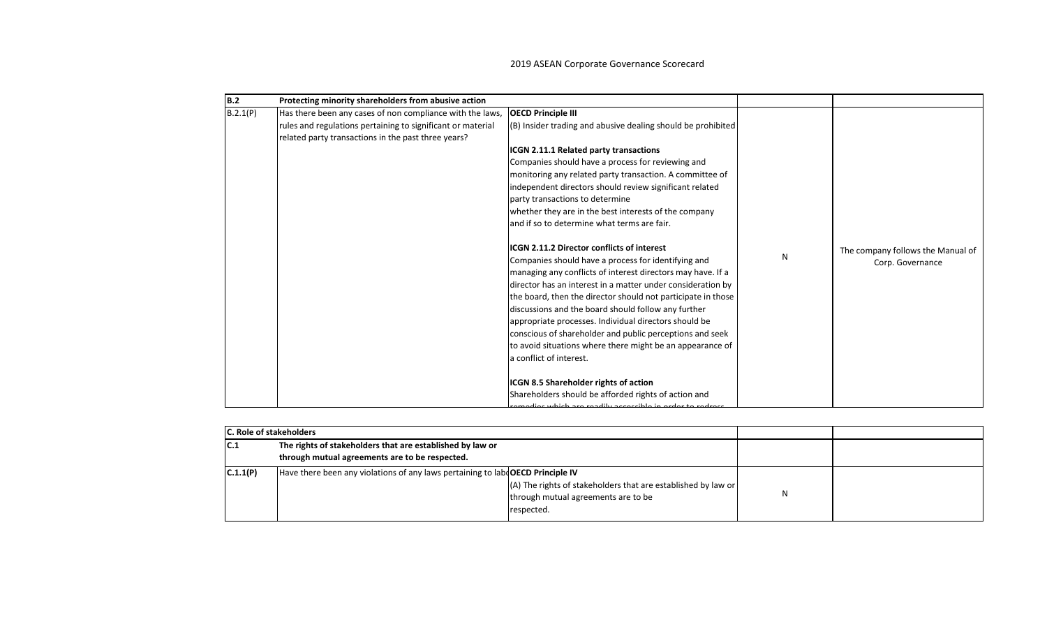# 2019 ASEAN Corporate Governance Scorecard

| | | | | |
|---|---|---|---|---|
| **B.2** | **Protecting minority shareholders from abusive action** | | | |
| B.2.1(P) | Has there been any cases of non compliance with the laws, rules and regulations pertaining to significant or material related party transactions in the past three years? | **OECD Principle III**<br>(B) Insider trading and abusive dealing should be prohibited<br><br>**ICGN 2.11.1 Related party transactions**<br>Companies should have a process for reviewing and monitoring any related party transaction. A committee of independent directors should review significant related party transactions to determine whether they are in the best interests of the company and if so to determine what terms are fair.<br><br>**ICGN 2.11.2 Director conflicts of interest**<br>Companies should have a process for identifying and managing any conflicts of interest directors may have. If a director has an interest in a matter under consideration by the board, then the director should not participate in those discussions and the board should follow any further appropriate processes. Individual directors should be conscious of shareholder and public perceptions and seek to avoid situations where there might be an appearance of a conflict of interest.<br><br>**ICGN 8.5 Shareholder rights of action**<br>Shareholders should be afforded rights of action and remedies which are readily accessible in order to redress | N | The company follows the Manual of Corp. Governance |

| | | | | |
|---|---|---|---|---|
| **C. Role of stakeholders** | | | | |
| **C.1** | **The rights of stakeholders that are established by law or through mutual agreements are to be respected.** | | | |
| **C.1.1(P)** | Have there been any violations of any laws pertaining to labo | **OECD Principle IV**<br>(A) The rights of stakeholders that are established by law or through mutual agreements are to be respected. | N | |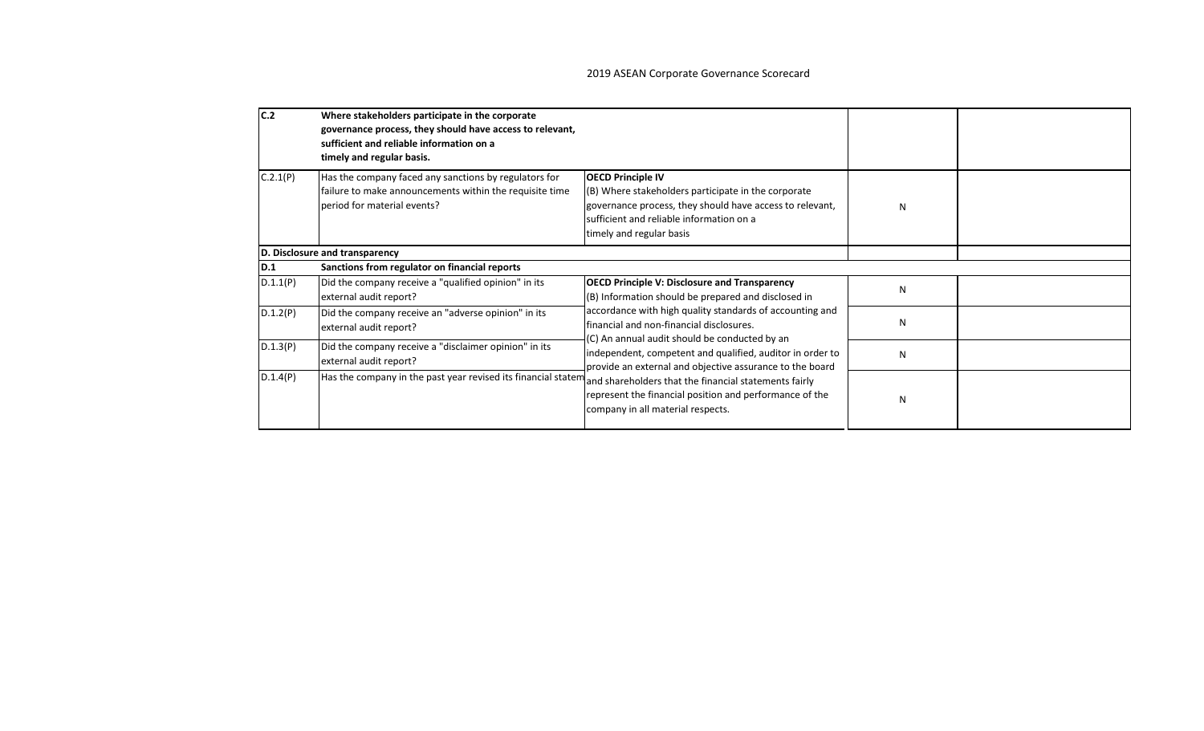2019 ASEAN Corporate Governance Scorecard

| | | | | |
|---|---|---|---|---|
| **C.2** | **Where stakeholders participate in the corporate governance process, they should have access to relevant, sufficient and reliable information on a timely and regular basis.** | | | |
| C.2.1(P) | Has the company faced any sanctions by regulators for failure to make announcements within the requisite time period for material events? | **OECD Principle IV**<br>(B) Where stakeholders participate in the corporate governance process, they should have access to relevant, sufficient and reliable information on a timely and regular basis | N | |
| **D. Disclosure and transparency** | | | | |
| **D.1** | **Sanctions from regulator on financial reports** | | | |
| D.1.1(P) | Did the company receive a "qualified opinion" in its external audit report? | **OECD Principle V: Disclosure and Transparency**<br>(B) Information should be prepared and disclosed in accordance with high quality standards of accounting and financial and non-financial disclosures.<br>(C) An annual audit should be conducted by an independent, competent and qualified, auditor in order to provide an external and objective assurance to the board and shareholders that the financial statements fairly represent the financial position and performance of the company in all material respects. | N | |
| D.1.2(P) | Did the company receive an "adverse opinion" in its external audit report? | | N | |
| D.1.3(P) | Did the company receive a "disclaimer opinion" in its external audit report? | | N | |
| D.1.4(P) | Has the company in the past year revised its financial statem | | N | |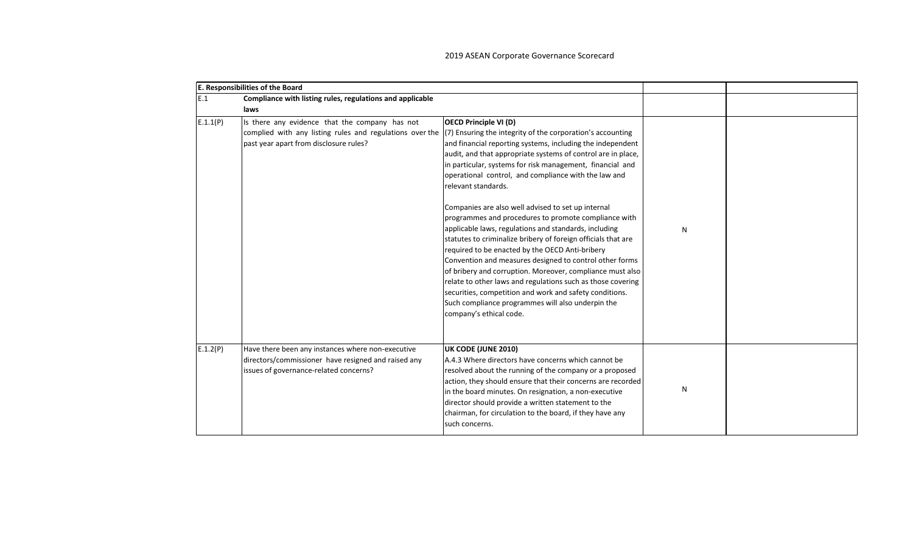2019 ASEAN Corporate Governance Scorecard

| E. Responsibilities of the Board | | | | |
|---|---|---|---|---|
| E.1 | **Compliance with listing rules, regulations and applicable laws** | | | |
| E.1.1(P) | Is there any evidence that the company has not complied with any listing rules and regulations over the past year apart from disclosure rules? | **OECD Principle VI (D)**<br>(7) Ensuring the integrity of the corporation's accounting and financial reporting systems, including the independent audit, and that appropriate systems of control are in place, in particular, systems for risk management, financial and operational control, and compliance with the law and relevant standards.<br><br>Companies are also well advised to set up internal programmes and procedures to promote compliance with applicable laws, regulations and standards, including statutes to criminalize bribery of foreign officials that are required to be enacted by the OECD Anti-bribery Convention and measures designed to control other forms of bribery and corruption. Moreover, compliance must also relate to other laws and regulations such as those covering securities, competition and work and safety conditions. Such compliance programmes will also underpin the company's ethical code. | N | |
| E.1.2(P) | Have there been any instances where non-executive directors/commissioner have resigned and raised any issues of governance-related concerns? | **UK CODE (JUNE 2010)**<br>A.4.3 Where directors have concerns which cannot be resolved about the running of the company or a proposed action, they should ensure that their concerns are recorded in the board minutes. On resignation, a non-executive director should provide a written statement to the chairman, for circulation to the board, if they have any such concerns. | N | |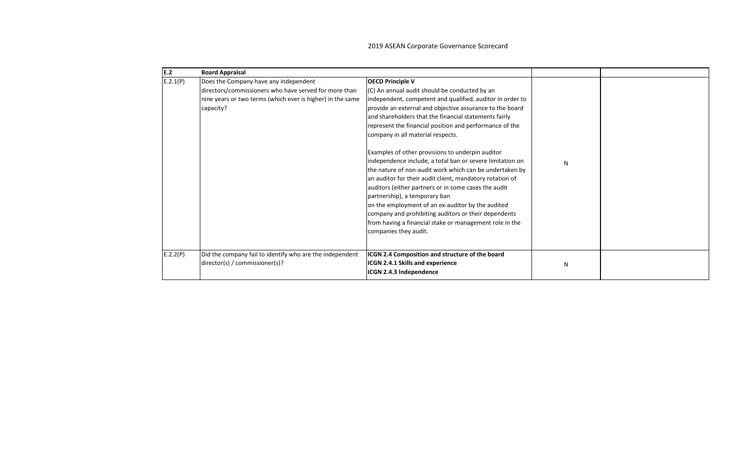2019 ASEAN Corporate Governance Scorecard

| E.2 | Board Appraisal | | | |
|---|---|---|---|---|
| E.2.1(P) | Does the Company have any independent directors/commissioners who have served for more than nine years or two terms (which ever is higher) in the same capacity? | **OECD Principle V**<br>(C) An annual audit should be conducted by an independent, competent and qualified, auditor in order to provide an external and objective assurance to the board and shareholders that the financial statements fairly represent the financial position and performance of the company in all material respects.<br><br>Examples of other provisions to underpin auditor independence include, a total ban or severe limitation on the nature of non-audit work which can be undertaken by an auditor for their audit client, mandatory rotation of auditors (either partners or in some cases the audit partnership), a temporary ban on the employment of an ex-auditor by the audited company and prohibiting auditors or their dependents from having a financial stake or management role in the companies they audit. | N | |
| E.2.2(P) | Did the company fail to identify who are the independent director(s) / commissioner(s)? | **ICGN 2.4 Composition and structure of the board**<br>**ICGN 2.4.1 Skills and experience**<br>**ICGN 2.4.3 Independence** | N | |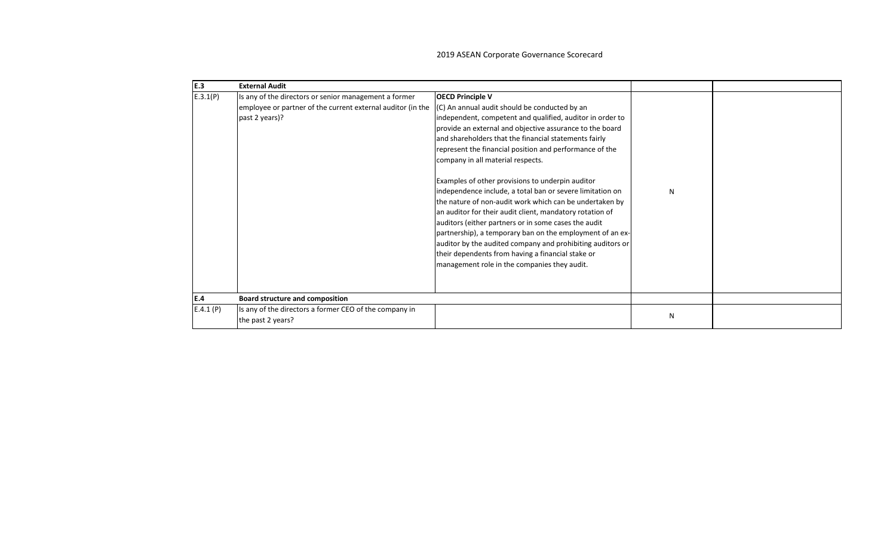| | | | | |
|---|---|---|---|---|
| **E.3** | **External Audit** | | | |
| E.3.1(P) | Is any of the directors or senior management a former employee or partner of the current external auditor (in the past 2 years)? | **OECD Principle V**<br>(C) An annual audit should be conducted by an independent, competent and qualified, auditor in order to provide an external and objective assurance to the board and shareholders that the financial statements fairly represent the financial position and performance of the company in all material respects.<br><br>Examples of other provisions to underpin auditor independence include, a total ban or severe limitation on the nature of non-audit work which can be undertaken by an auditor for their audit client, mandatory rotation of auditors (either partners or in some cases the audit partnership), a temporary ban on the employment of an ex-auditor by the audited company and prohibiting auditors or their dependents from having a financial stake or management role in the companies they audit. | N | |
| **E.4** | **Board structure and composition** | | | |
| E.4.1 (P) | Is any of the directors a former CEO of the company in the past 2 years? | | N | |